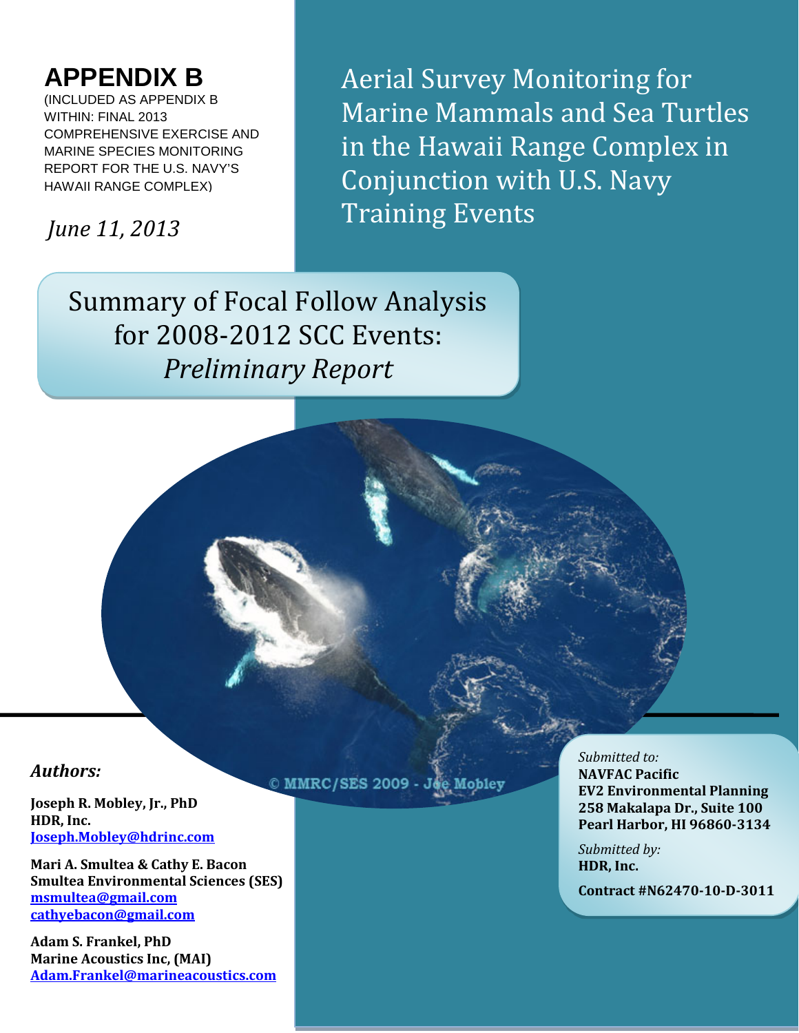# APPENDIX B

(INCLUDED AS APPENDIX B WITHIN: FINAL 2013 COMPREHENSIVE EXERCISE AND MARINE SPECIES MONITORING REPORT FOR THE U.S. NAVY'S HAWAII RANGE COMPLEX)

*June 11, 2013*

# Aerial Survey Monitoring for Marine Mammals and Sea Turtles in the Hawaii Range Complex in Conjunction with U.S. Navy Training Events

## Summary of Focal Follow Analysis for 2008-2012 SCC Events: *Preliminary Report*

© MMRC/SES 2009 - Joe Mobley

***Authors:***

**Joseph R. Mobley, Jr., PhD**
**HDR, Inc.**
**Joseph.Mobley@hdrinc.com**

**Mari A. Smultea & Cathy E. Bacon**
**Smultea Environmental Sciences (SES)**
**msmultea@gmail.com**
**cathyebacon@gmail.com**

**Adam S. Frankel, PhD**
**Marine Acoustics Inc, (MAI)**
**Adam.Frankel@marineacoustics.com**

*Submitted to:*
**NAVFAC Pacific**
**EV2 Environmental Planning**
**258 Makalapa Dr., Suite 100**
**Pearl Harbor, HI 96860-3134**

*Submitted by:*
**HDR, Inc.**

**Contract #N62470-10-D-3011**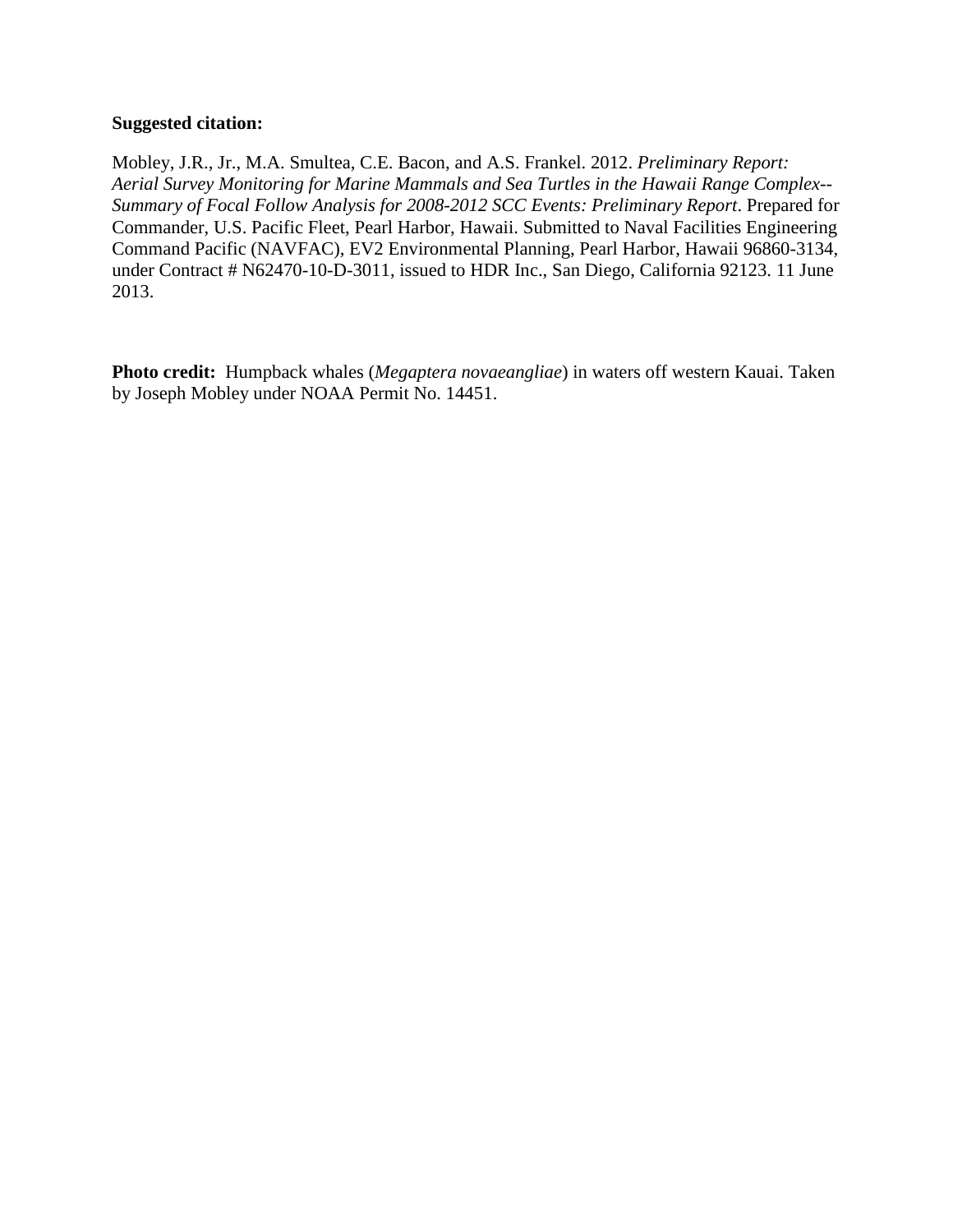**Suggested citation:**

Mobley, J.R., Jr., M.A. Smultea, C.E. Bacon, and A.S. Frankel. 2012. *Preliminary Report: Aerial Survey Monitoring for Marine Mammals and Sea Turtles in the Hawaii Range Complex--Summary of Focal Follow Analysis for 2008-2012 SCC Events: Preliminary Report*. Prepared for Commander, U.S. Pacific Fleet, Pearl Harbor, Hawaii. Submitted to Naval Facilities Engineering Command Pacific (NAVFAC), EV2 Environmental Planning, Pearl Harbor, Hawaii 96860-3134, under Contract # N62470-10-D-3011, issued to HDR Inc., San Diego, California 92123. 11 June 2013.

**Photo credit:** Humpback whales (*Megaptera novaeangliae*) in waters off western Kauai. Taken by Joseph Mobley under NOAA Permit No. 14451.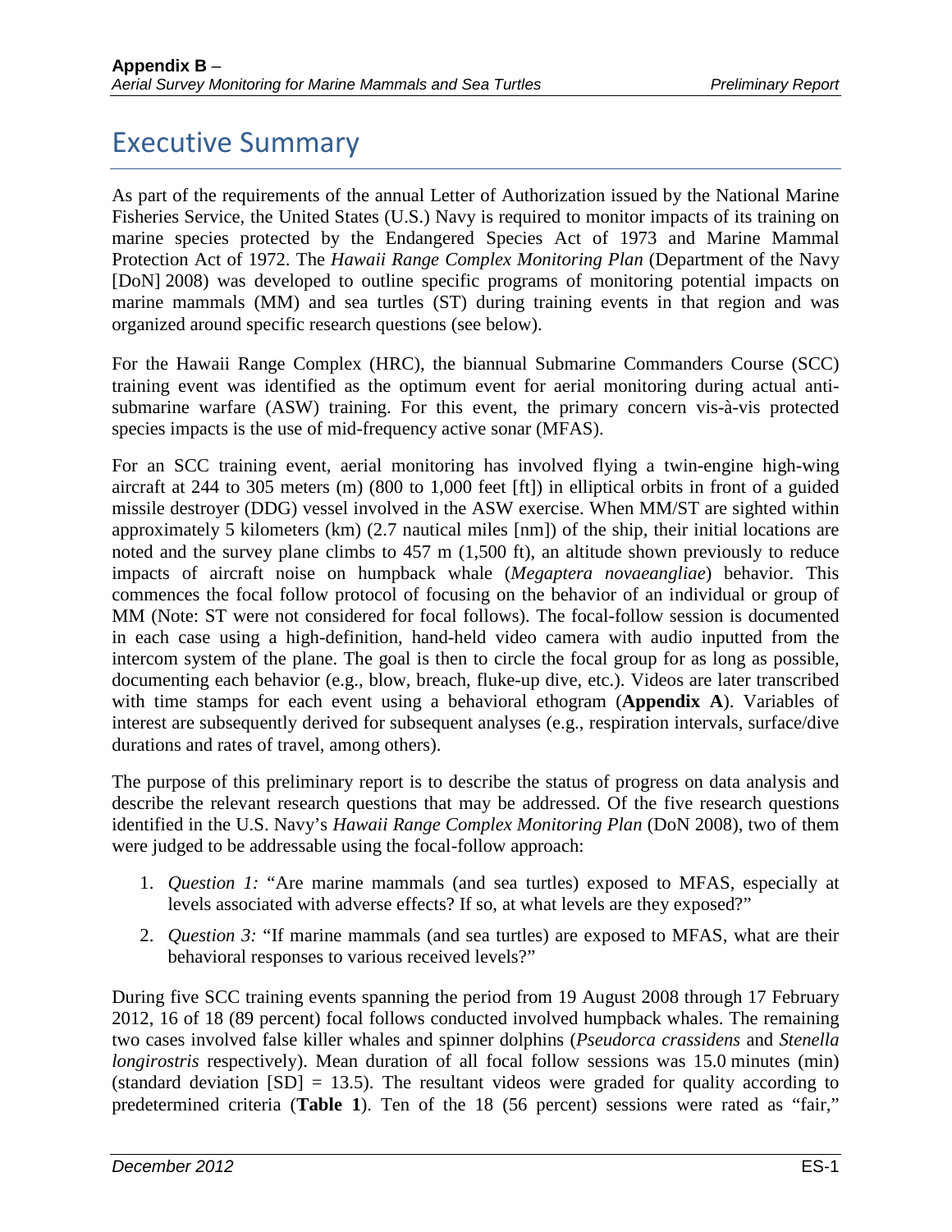# Executive Summary

As part of the requirements of the annual Letter of Authorization issued by the National Marine Fisheries Service, the United States (U.S.) Navy is required to monitor impacts of its training on marine species protected by the Endangered Species Act of 1973 and Marine Mammal Protection Act of 1972. The *Hawaii Range Complex Monitoring Plan* (Department of the Navy [DoN] 2008) was developed to outline specific programs of monitoring potential impacts on marine mammals (MM) and sea turtles (ST) during training events in that region and was organized around specific research questions (see below).

For the Hawaii Range Complex (HRC), the biannual Submarine Commanders Course (SCC) training event was identified as the optimum event for aerial monitoring during actual anti-submarine warfare (ASW) training. For this event, the primary concern vis-à-vis protected species impacts is the use of mid-frequency active sonar (MFAS).

For an SCC training event, aerial monitoring has involved flying a twin-engine high-wing aircraft at 244 to 305 meters (m) (800 to 1,000 feet [ft]) in elliptical orbits in front of a guided missile destroyer (DDG) vessel involved in the ASW exercise. When MM/ST are sighted within approximately 5 kilometers (km) (2.7 nautical miles [nm]) of the ship, their initial locations are noted and the survey plane climbs to 457 m (1,500 ft), an altitude shown previously to reduce impacts of aircraft noise on humpback whale (*Megaptera novaeangliae*) behavior. This commences the focal follow protocol of focusing on the behavior of an individual or group of MM (Note: ST were not considered for focal follows). The focal-follow session is documented in each case using a high-definition, hand-held video camera with audio inputted from the intercom system of the plane. The goal is then to circle the focal group for as long as possible, documenting each behavior (e.g., blow, breach, fluke-up dive, etc.). Videos are later transcribed with time stamps for each event using a behavioral ethogram (**Appendix A**). Variables of interest are subsequently derived for subsequent analyses (e.g., respiration intervals, surface/dive durations and rates of travel, among others).

The purpose of this preliminary report is to describe the status of progress on data analysis and describe the relevant research questions that may be addressed. Of the five research questions identified in the U.S. Navy's *Hawaii Range Complex Monitoring Plan* (DoN 2008), two of them were judged to be addressable using the focal-follow approach:

1. *Question 1:* "Are marine mammals (and sea turtles) exposed to MFAS, especially at levels associated with adverse effects? If so, at what levels are they exposed?"
2. *Question 3:* "If marine mammals (and sea turtles) are exposed to MFAS, what are their behavioral responses to various received levels?"

During five SCC training events spanning the period from 19 August 2008 through 17 February 2012, 16 of 18 (89 percent) focal follows conducted involved humpback whales. The remaining two cases involved false killer whales and spinner dolphins (*Pseudorca crassidens* and *Stenella longirostris* respectively). Mean duration of all focal follow sessions was 15.0 minutes (min) (standard deviation [SD] = 13.5). The resultant videos were graded for quality according to predetermined criteria (**Table 1**). Ten of the 18 (56 percent) sessions were rated as "fair,"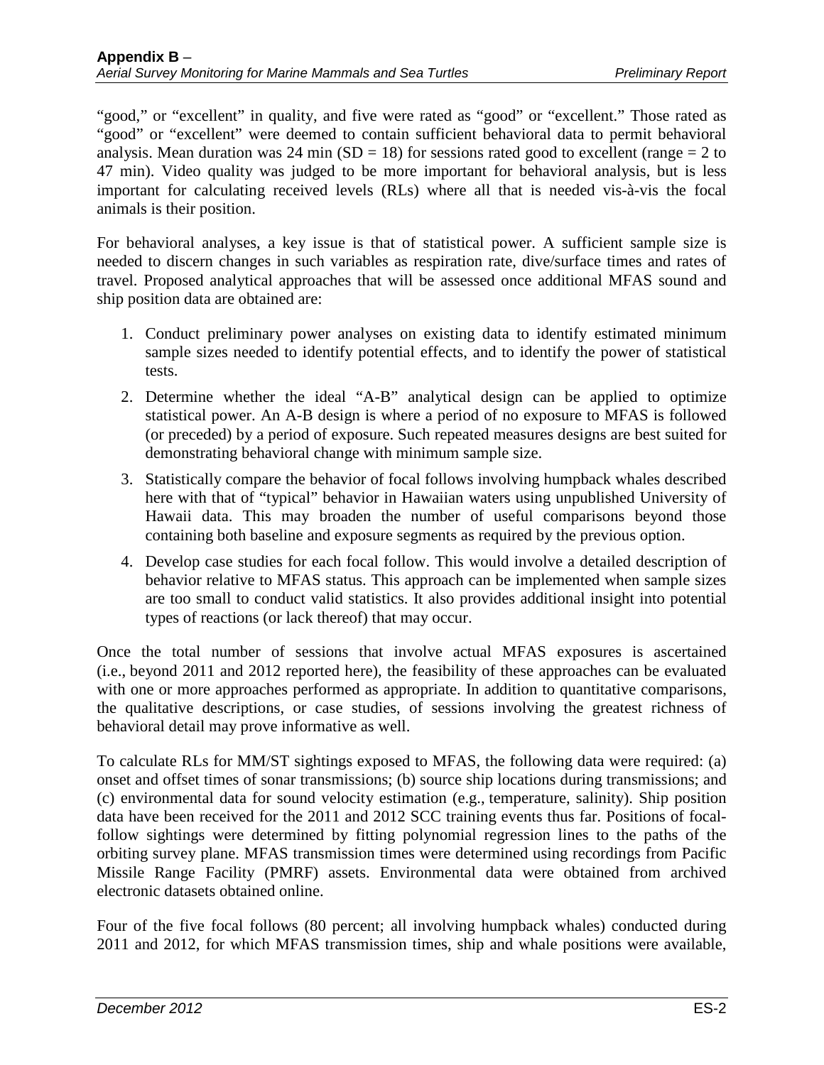"good," or "excellent" in quality, and five were rated as "good" or "excellent." Those rated as "good" or "excellent" were deemed to contain sufficient behavioral data to permit behavioral analysis. Mean duration was 24 min (SD = 18) for sessions rated good to excellent (range = 2 to 47 min). Video quality was judged to be more important for behavioral analysis, but is less important for calculating received levels (RLs) where all that is needed vis-à-vis the focal animals is their position.

For behavioral analyses, a key issue is that of statistical power. A sufficient sample size is needed to discern changes in such variables as respiration rate, dive/surface times and rates of travel. Proposed analytical approaches that will be assessed once additional MFAS sound and ship position data are obtained are:

1. Conduct preliminary power analyses on existing data to identify estimated minimum sample sizes needed to identify potential effects, and to identify the power of statistical tests.
2. Determine whether the ideal "A-B" analytical design can be applied to optimize statistical power. An A-B design is where a period of no exposure to MFAS is followed (or preceded) by a period of exposure. Such repeated measures designs are best suited for demonstrating behavioral change with minimum sample size.
3. Statistically compare the behavior of focal follows involving humpback whales described here with that of "typical" behavior in Hawaiian waters using unpublished University of Hawaii data. This may broaden the number of useful comparisons beyond those containing both baseline and exposure segments as required by the previous option.
4. Develop case studies for each focal follow. This would involve a detailed description of behavior relative to MFAS status. This approach can be implemented when sample sizes are too small to conduct valid statistics. It also provides additional insight into potential types of reactions (or lack thereof) that may occur.

Once the total number of sessions that involve actual MFAS exposures is ascertained (i.e., beyond 2011 and 2012 reported here), the feasibility of these approaches can be evaluated with one or more approaches performed as appropriate. In addition to quantitative comparisons, the qualitative descriptions, or case studies, of sessions involving the greatest richness of behavioral detail may prove informative as well.

To calculate RLs for MM/ST sightings exposed to MFAS, the following data were required: (a) onset and offset times of sonar transmissions; (b) source ship locations during transmissions; and (c) environmental data for sound velocity estimation (e.g., temperature, salinity). Ship position data have been received for the 2011 and 2012 SCC training events thus far. Positions of focal-follow sightings were determined by fitting polynomial regression lines to the paths of the orbiting survey plane. MFAS transmission times were determined using recordings from Pacific Missile Range Facility (PMRF) assets. Environmental data were obtained from archived electronic datasets obtained online.

Four of the five focal follows (80 percent; all involving humpback whales) conducted during 2011 and 2012, for which MFAS transmission times, ship and whale positions were available,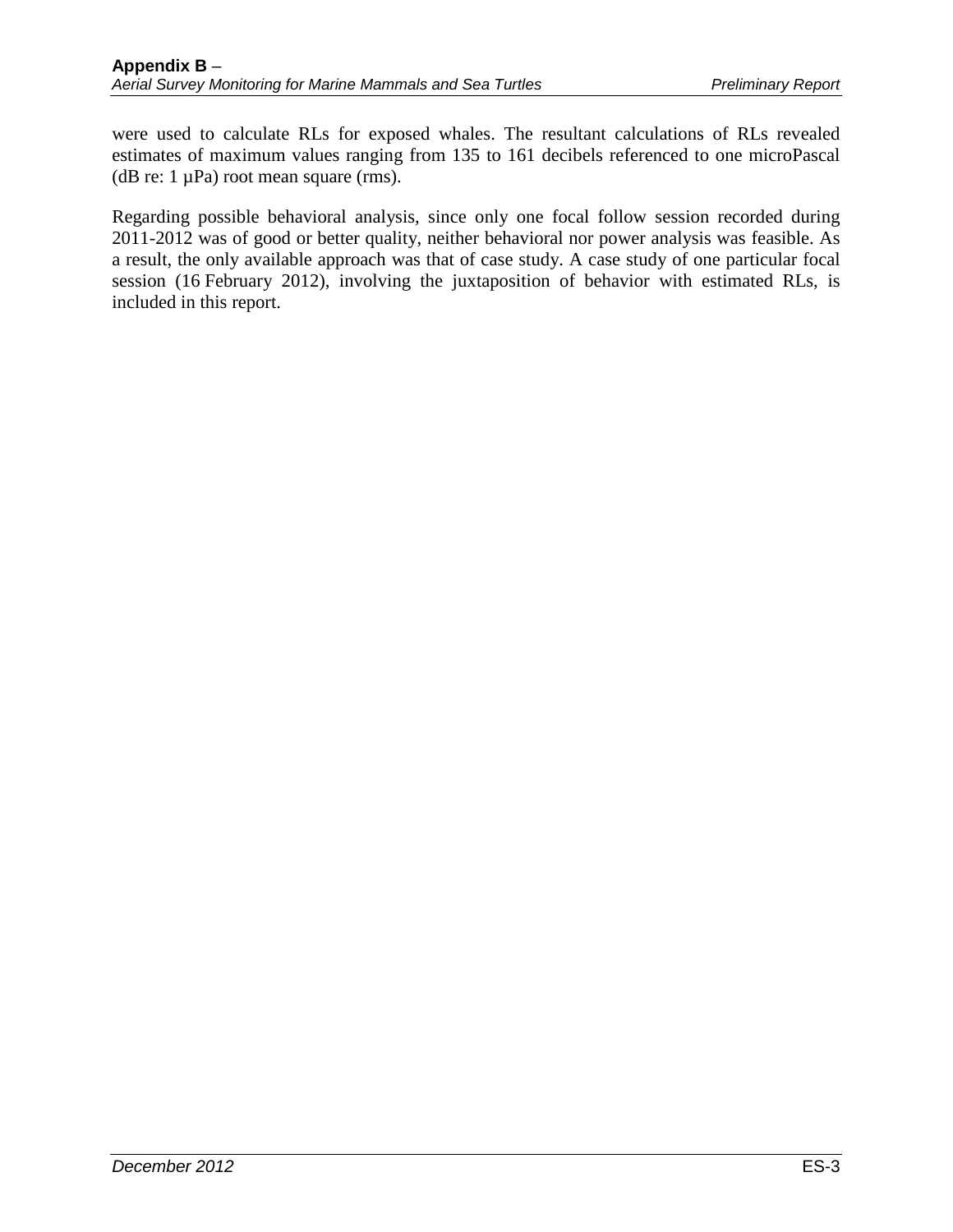were used to calculate RLs for exposed whales. The resultant calculations of RLs revealed estimates of maximum values ranging from 135 to 161 decibels referenced to one microPascal (dB re: 1 µPa) root mean square (rms).

Regarding possible behavioral analysis, since only one focal follow session recorded during 2011-2012 was of good or better quality, neither behavioral nor power analysis was feasible. As a result, the only available approach was that of case study. A case study of one particular focal session (16 February 2012), involving the juxtaposition of behavior with estimated RLs, is included in this report.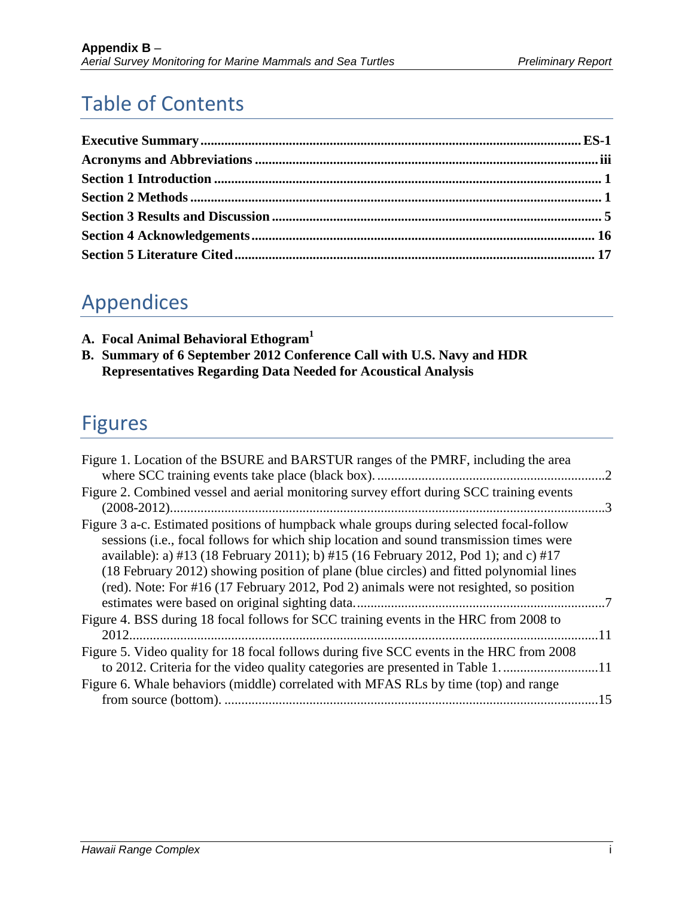# Table of Contents

**Executive Summary** ............................................................................................................ **ES-1**
**Acronyms and Abbreviations** ................................................................................................ **iii**
**Section 1 Introduction** ............................................................................................................ **1**
**Section 2 Methods** .................................................................................................................. **1**
**Section 3 Results and Discussion** ........................................................................................... **5**
**Section 4 Acknowledgements** ................................................................................................ **16**
**Section 5 Literature Cited** ...................................................................................................... **17**

# Appendices

**A. Focal Animal Behavioral Ethogram[1]**
**B. Summary of 6 September 2012 Conference Call with U.S. Navy and HDR Representatives Regarding Data Needed for Acoustical Analysis**

# Figures

Figure 1. Location of the BSURE and BARSTUR ranges of the PMRF, including the area where SCC training events take place (black box). ..................................................................2
Figure 2. Combined vessel and aerial monitoring survey effort during SCC training events (2008-2012).............................................................................................................................3
Figure 3 a-c. Estimated positions of humpback whale groups during selected focal-follow sessions (i.e., focal follows for which ship location and sound transmission times were available): a) #13 (18 February 2011); b) #15 (16 February 2012, Pod 1); and c) #17 (18 February 2012) showing position of plane (blue circles) and fitted polynomial lines (red). Note: For #16 (17 February 2012, Pod 2) animals were not resighted, so position estimates were based on original sighting data.........................................................................7
Figure 4. BSS during 18 focal follows for SCC training events in the HRC from 2008 to 2012........................................................................................................................................11
Figure 5. Video quality for 18 focal follows during five SCC events in the HRC from 2008 to 2012. Criteria for the video quality categories are presented in Table 1. ............................11
Figure 6. Whale behaviors (middle) correlated with MFAS RLs by time (top) and range from source (bottom). .............................................................................................................15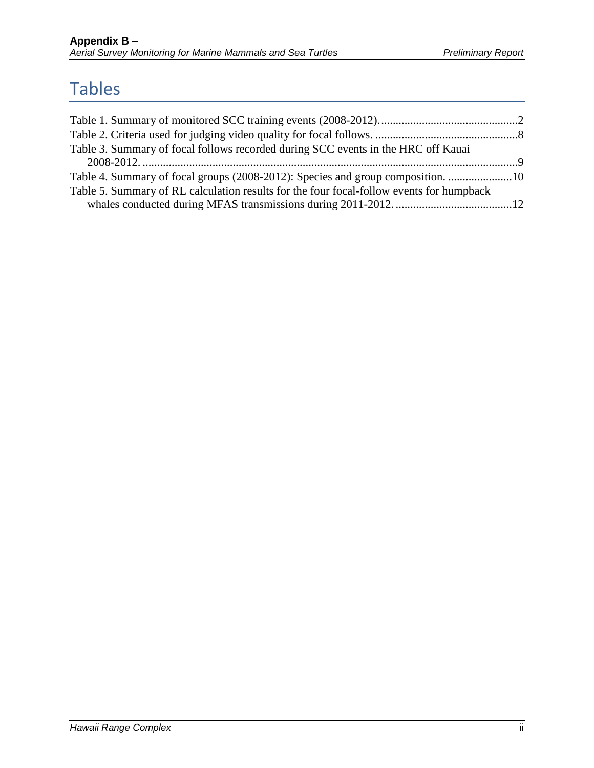# Tables

Table 1. Summary of monitored SCC training events (2008-2012). ....................................................2

Table 2. Criteria used for judging video quality for focal follows. ....................................................8

Table 3. Summary of focal follows recorded during SCC events in the HRC off Kauai 2008-2012. ....................................................9

Table 4. Summary of focal groups (2008-2012): Species and group composition. ......................10

Table 5. Summary of RL calculation results for the four focal-follow events for humpback whales conducted during MFAS transmissions during 2011-2012. ........................................12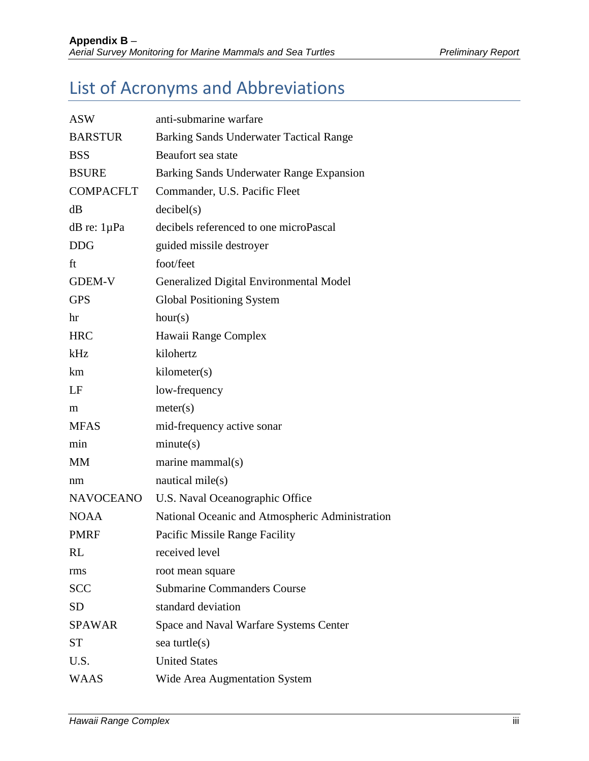# List of Acronyms and Abbreviations

| | |
|---|---|
| ASW | anti-submarine warfare |
| BARSTUR | Barking Sands Underwater Tactical Range |
| BSS | Beaufort sea state |
| BSURE | Barking Sands Underwater Range Expansion |
| COMPACFLT | Commander, U.S. Pacific Fleet |
| dB | decibel(s) |
| dB re: 1µPa | decibels referenced to one microPascal |
| DDG | guided missile destroyer |
| ft | foot/feet |
| GDEM-V | Generalized Digital Environmental Model |
| GPS | Global Positioning System |
| hr | hour(s) |
| HRC | Hawaii Range Complex |
| kHz | kilohertz |
| km | kilometer(s) |
| LF | low-frequency |
| m | meter(s) |
| MFAS | mid-frequency active sonar |
| min | minute(s) |
| MM | marine mammal(s) |
| nm | nautical mile(s) |
| NAVOCEANO | U.S. Naval Oceanographic Office |
| NOAA | National Oceanic and Atmospheric Administration |
| PMRF | Pacific Missile Range Facility |
| RL | received level |
| rms | root mean square |
| SCC | Submarine Commanders Course |
| SD | standard deviation |
| SPAWAR | Space and Naval Warfare Systems Center |
| ST | sea turtle(s) |
| U.S. | United States |
| WAAS | Wide Area Augmentation System |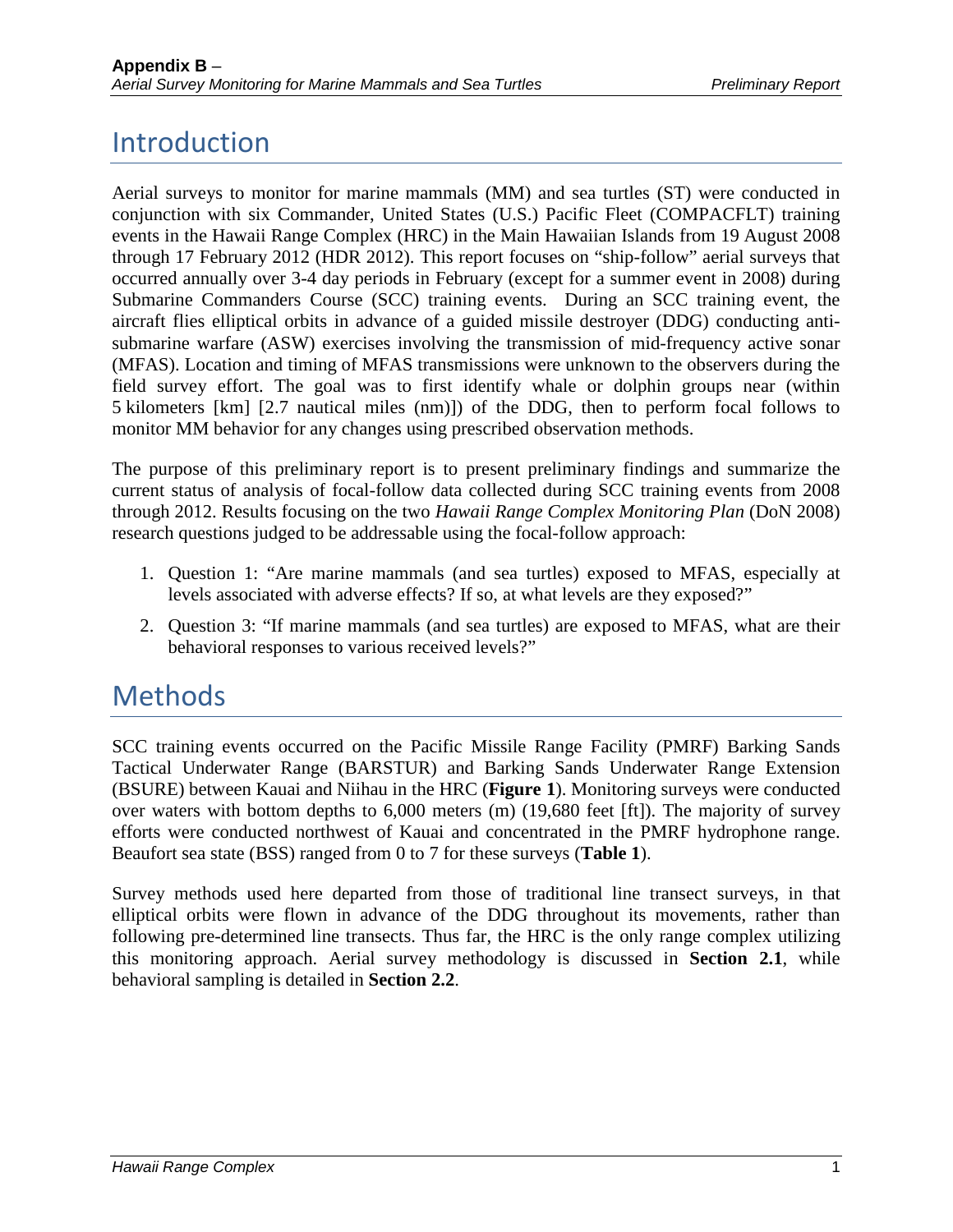# Introduction

Aerial surveys to monitor for marine mammals (MM) and sea turtles (ST) were conducted in conjunction with six Commander, United States (U.S.) Pacific Fleet (COMPACFLT) training events in the Hawaii Range Complex (HRC) in the Main Hawaiian Islands from 19 August 2008 through 17 February 2012 (HDR 2012). This report focuses on "ship-follow" aerial surveys that occurred annually over 3-4 day periods in February (except for a summer event in 2008) during Submarine Commanders Course (SCC) training events. During an SCC training event, the aircraft flies elliptical orbits in advance of a guided missile destroyer (DDG) conducting anti-submarine warfare (ASW) exercises involving the transmission of mid-frequency active sonar (MFAS). Location and timing of MFAS transmissions were unknown to the observers during the field survey effort. The goal was to first identify whale or dolphin groups near (within 5 kilometers [km] [2.7 nautical miles (nm)]) of the DDG, then to perform focal follows to monitor MM behavior for any changes using prescribed observation methods.

The purpose of this preliminary report is to present preliminary findings and summarize the current status of analysis of focal-follow data collected during SCC training events from 2008 through 2012. Results focusing on the two *Hawaii Range Complex Monitoring Plan* (DoN 2008) research questions judged to be addressable using the focal-follow approach:

1. Question 1: "Are marine mammals (and sea turtles) exposed to MFAS, especially at levels associated with adverse effects? If so, at what levels are they exposed?"
2. Question 3: "If marine mammals (and sea turtles) are exposed to MFAS, what are their behavioral responses to various received levels?"

# Methods

SCC training events occurred on the Pacific Missile Range Facility (PMRF) Barking Sands Tactical Underwater Range (BARSTUR) and Barking Sands Underwater Range Extension (BSURE) between Kauai and Niihau in the HRC (**Figure 1**). Monitoring surveys were conducted over waters with bottom depths to 6,000 meters (m) (19,680 feet [ft]). The majority of survey efforts were conducted northwest of Kauai and concentrated in the PMRF hydrophone range. Beaufort sea state (BSS) ranged from 0 to 7 for these surveys (**Table 1**).

Survey methods used here departed from those of traditional line transect surveys, in that elliptical orbits were flown in advance of the DDG throughout its movements, rather than following pre-determined line transects. Thus far, the HRC is the only range complex utilizing this monitoring approach. Aerial survey methodology is discussed in **Section 2.1**, while behavioral sampling is detailed in **Section 2.2**.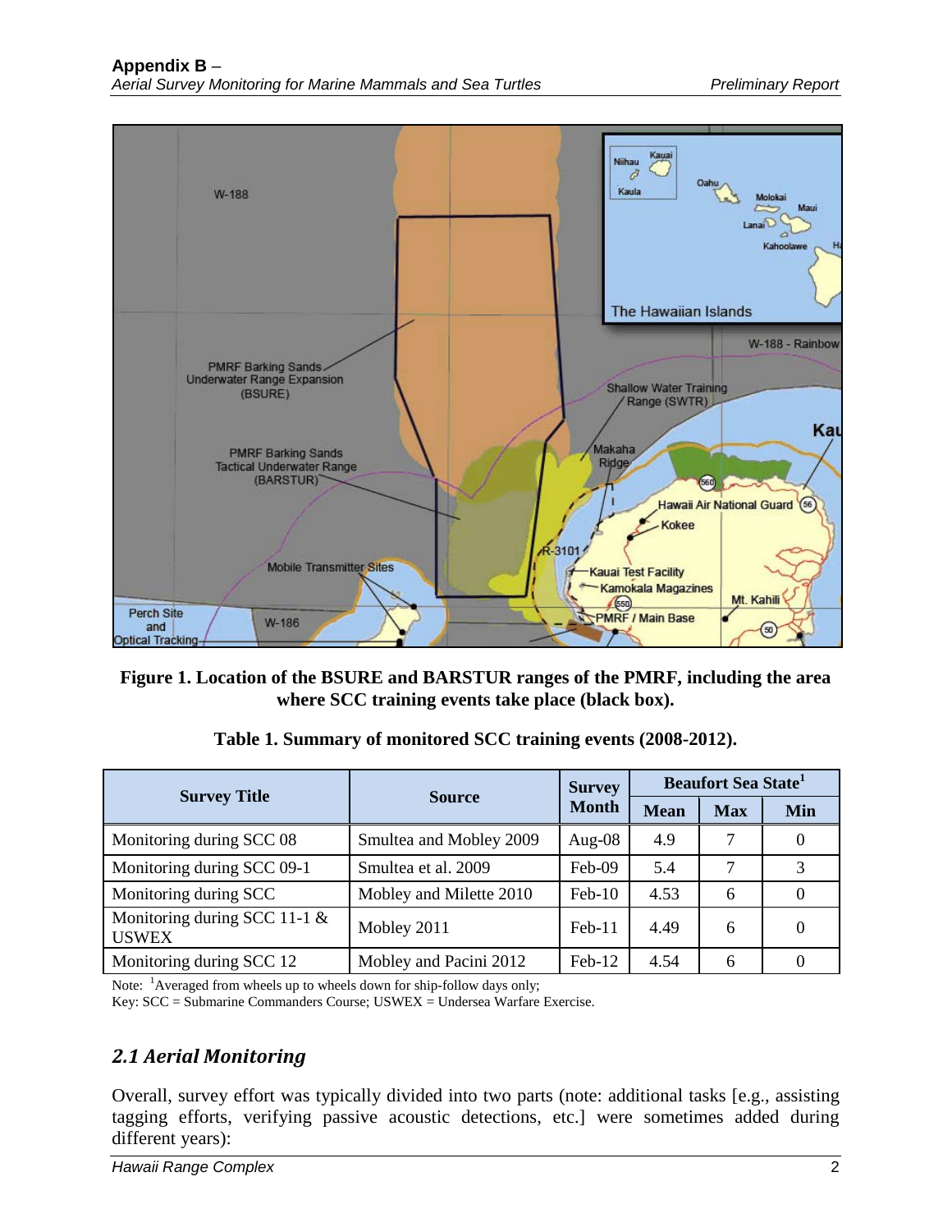**Figure 1. Location of the BSURE and BARSTUR ranges of the PMRF, including the area where SCC training events take place (black box).**

**Table 1. Summary of monitored SCC training events (2008-2012).**

| Survey Title | Source | Survey Month | Beaufort Sea State[1] | | |
|---|---|---|---|---|---|
| | | | Mean | Max | Min |
| Monitoring during SCC 08 | Smultea and Mobley 2009 | Aug-08 | 4.9 | 7 | 0 |
| Monitoring during SCC 09-1 | Smultea et al. 2009 | Feb-09 | 5.4 | 7 | 3 |
| Monitoring during SCC | Mobley and Milette 2010 | Feb-10 | 4.53 | 6 | 0 |
| Monitoring during SCC 11-1 & USWEX | Mobley 2011 | Feb-11 | 4.49 | 6 | 0 |
| Monitoring during SCC 12 | Mobley and Pacini 2012 | Feb-12 | 4.54 | 6 | 0 |

Note: [1]Averaged from wheels up to wheels down for ship-follow days only;
Key: SCC = Submarine Commanders Course; USWEX = Undersea Warfare Exercise.

## *2.1 Aerial Monitoring*

Overall, survey effort was typically divided into two parts (note: additional tasks [e.g., assisting tagging efforts, verifying passive acoustic detections, etc.] were sometimes added during different years):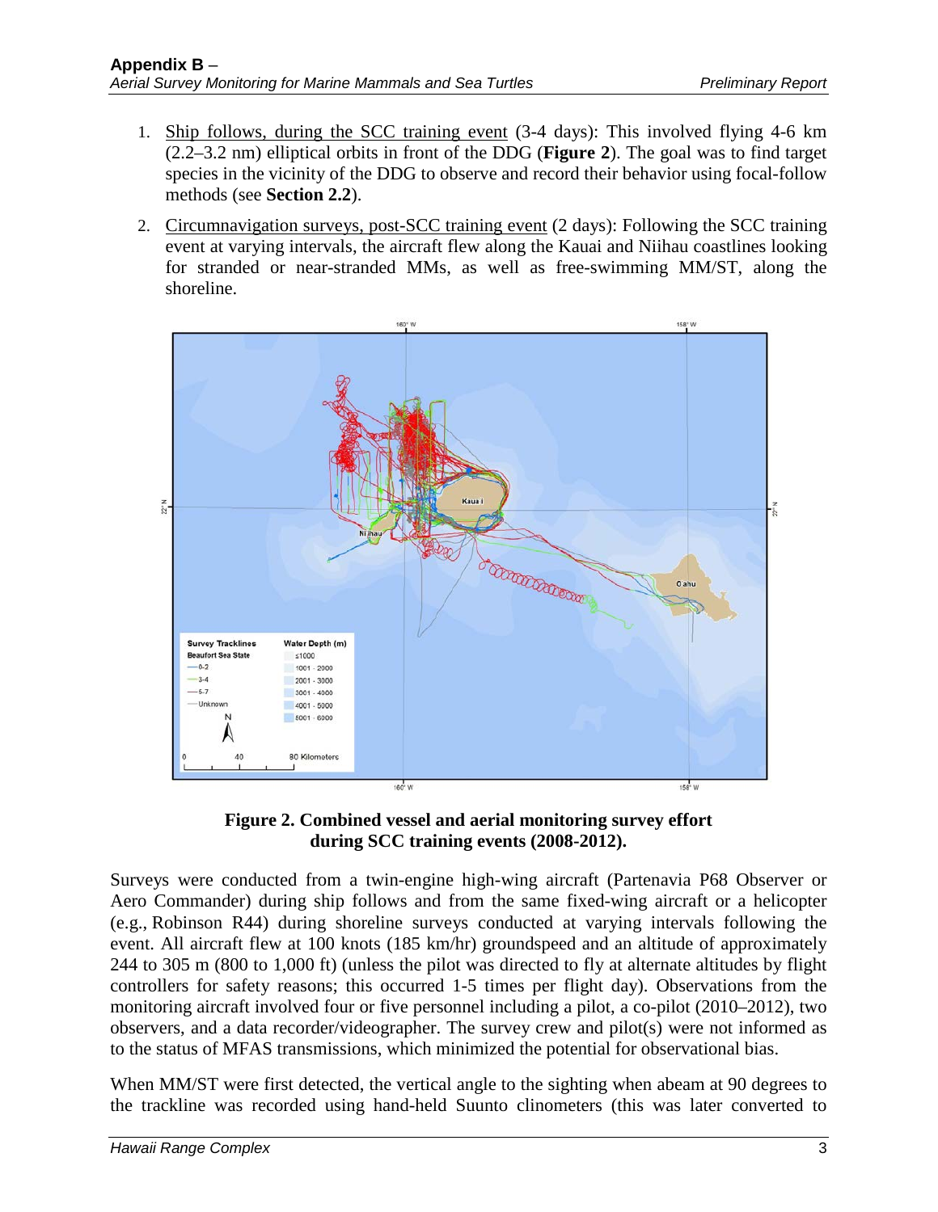1. Ship follows, during the SCC training event (3-4 days): This involved flying 4-6 km (2.2–3.2 nm) elliptical orbits in front of the DDG (**Figure 2**). The goal was to find target species in the vicinity of the DDG to observe and record their behavior using focal-follow methods (see **Section 2.2**).
2. Circumnavigation surveys, post-SCC training event (2 days): Following the SCC training event at varying intervals, the aircraft flew along the Kauai and Niihau coastlines looking for stranded or near-stranded MMs, as well as free-swimming MM/ST, along the shoreline.

**Figure 2. Combined vessel and aerial monitoring survey effort during SCC training events (2008-2012).**

Surveys were conducted from a twin-engine high-wing aircraft (Partenavia P68 Observer or Aero Commander) during ship follows and from the same fixed-wing aircraft or a helicopter (e.g., Robinson R44) during shoreline surveys conducted at varying intervals following the event. All aircraft flew at 100 knots (185 km/hr) groundspeed and an altitude of approximately 244 to 305 m (800 to 1,000 ft) (unless the pilot was directed to fly at alternate altitudes by flight controllers for safety reasons; this occurred 1-5 times per flight day). Observations from the monitoring aircraft involved four or five personnel including a pilot, a co-pilot (2010–2012), two observers, and a data recorder/videographer. The survey crew and pilot(s) were not informed as to the status of MFAS transmissions, which minimized the potential for observational bias.

When MM/ST were first detected, the vertical angle to the sighting when abeam at 90 degrees to the trackline was recorded using hand-held Suunto clinometers (this was later converted to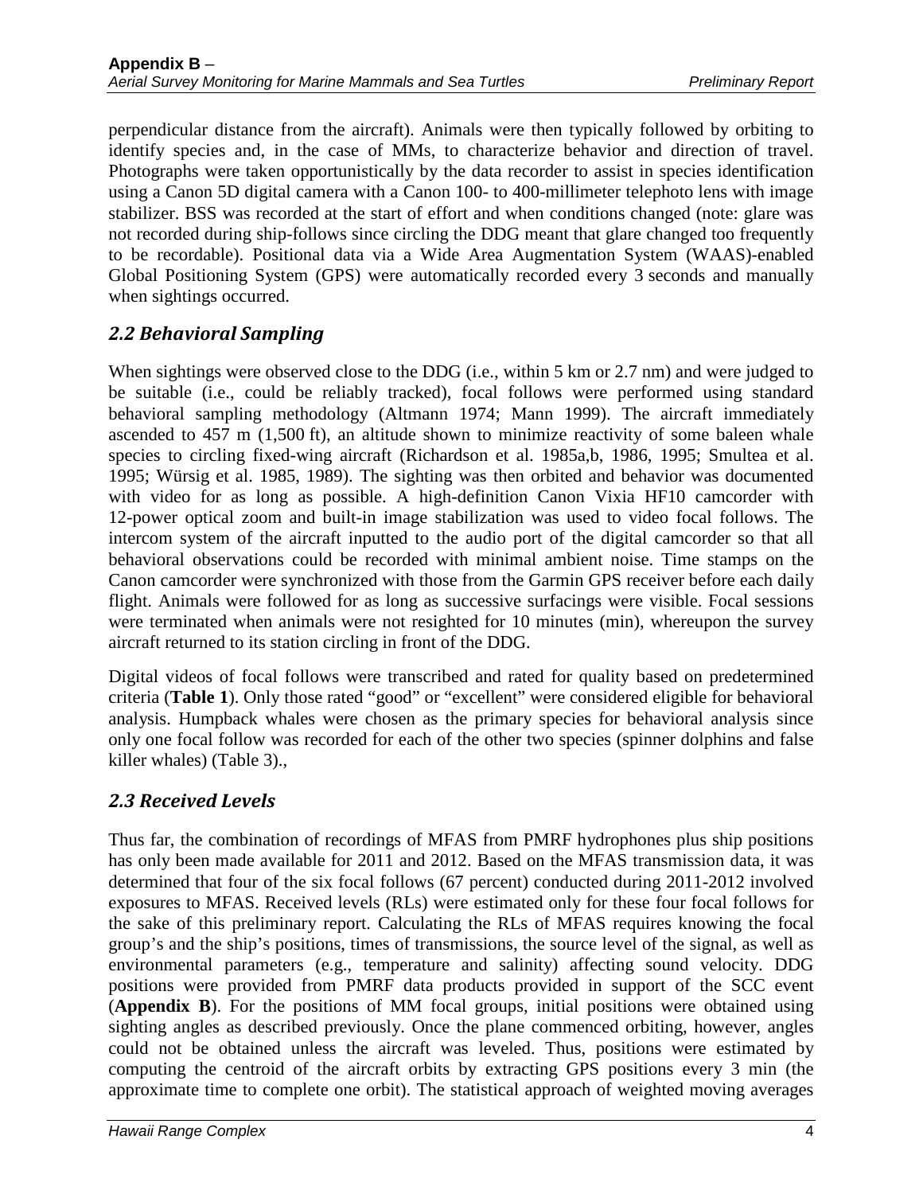perpendicular distance from the aircraft). Animals were then typically followed by orbiting to identify species and, in the case of MMs, to characterize behavior and direction of travel. Photographs were taken opportunistically by the data recorder to assist in species identification using a Canon 5D digital camera with a Canon 100- to 400-millimeter telephoto lens with image stabilizer. BSS was recorded at the start of effort and when conditions changed (note: glare was not recorded during ship-follows since circling the DDG meant that glare changed too frequently to be recordable). Positional data via a Wide Area Augmentation System (WAAS)-enabled Global Positioning System (GPS) were automatically recorded every 3 seconds and manually when sightings occurred.

## *2.2 Behavioral Sampling*

When sightings were observed close to the DDG (i.e., within 5 km or 2.7 nm) and were judged to be suitable (i.e., could be reliably tracked), focal follows were performed using standard behavioral sampling methodology (Altmann 1974; Mann 1999). The aircraft immediately ascended to 457 m (1,500 ft), an altitude shown to minimize reactivity of some baleen whale species to circling fixed-wing aircraft (Richardson et al. 1985a,b, 1986, 1995; Smultea et al. 1995; Würsig et al. 1985, 1989). The sighting was then orbited and behavior was documented with video for as long as possible. A high-definition Canon Vixia HF10 camcorder with 12-power optical zoom and built-in image stabilization was used to video focal follows. The intercom system of the aircraft inputted to the audio port of the digital camcorder so that all behavioral observations could be recorded with minimal ambient noise. Time stamps on the Canon camcorder were synchronized with those from the Garmin GPS receiver before each daily flight. Animals were followed for as long as successive surfacings were visible. Focal sessions were terminated when animals were not resighted for 10 minutes (min), whereupon the survey aircraft returned to its station circling in front of the DDG.

Digital videos of focal follows were transcribed and rated for quality based on predetermined criteria (**Table 1**). Only those rated "good" or "excellent" were considered eligible for behavioral analysis. Humpback whales were chosen as the primary species for behavioral analysis since only one focal follow was recorded for each of the other two species (spinner dolphins and false killer whales) (Table 3).,

## *2.3 Received Levels*

Thus far, the combination of recordings of MFAS from PMRF hydrophones plus ship positions has only been made available for 2011 and 2012. Based on the MFAS transmission data, it was determined that four of the six focal follows (67 percent) conducted during 2011-2012 involved exposures to MFAS. Received levels (RLs) were estimated only for these four focal follows for the sake of this preliminary report. Calculating the RLs of MFAS requires knowing the focal group's and the ship's positions, times of transmissions, the source level of the signal, as well as environmental parameters (e.g., temperature and salinity) affecting sound velocity. DDG positions were provided from PMRF data products provided in support of the SCC event (**Appendix B**). For the positions of MM focal groups, initial positions were obtained using sighting angles as described previously. Once the plane commenced orbiting, however, angles could not be obtained unless the aircraft was leveled. Thus, positions were estimated by computing the centroid of the aircraft orbits by extracting GPS positions every 3 min (the approximate time to complete one orbit). The statistical approach of weighted moving averages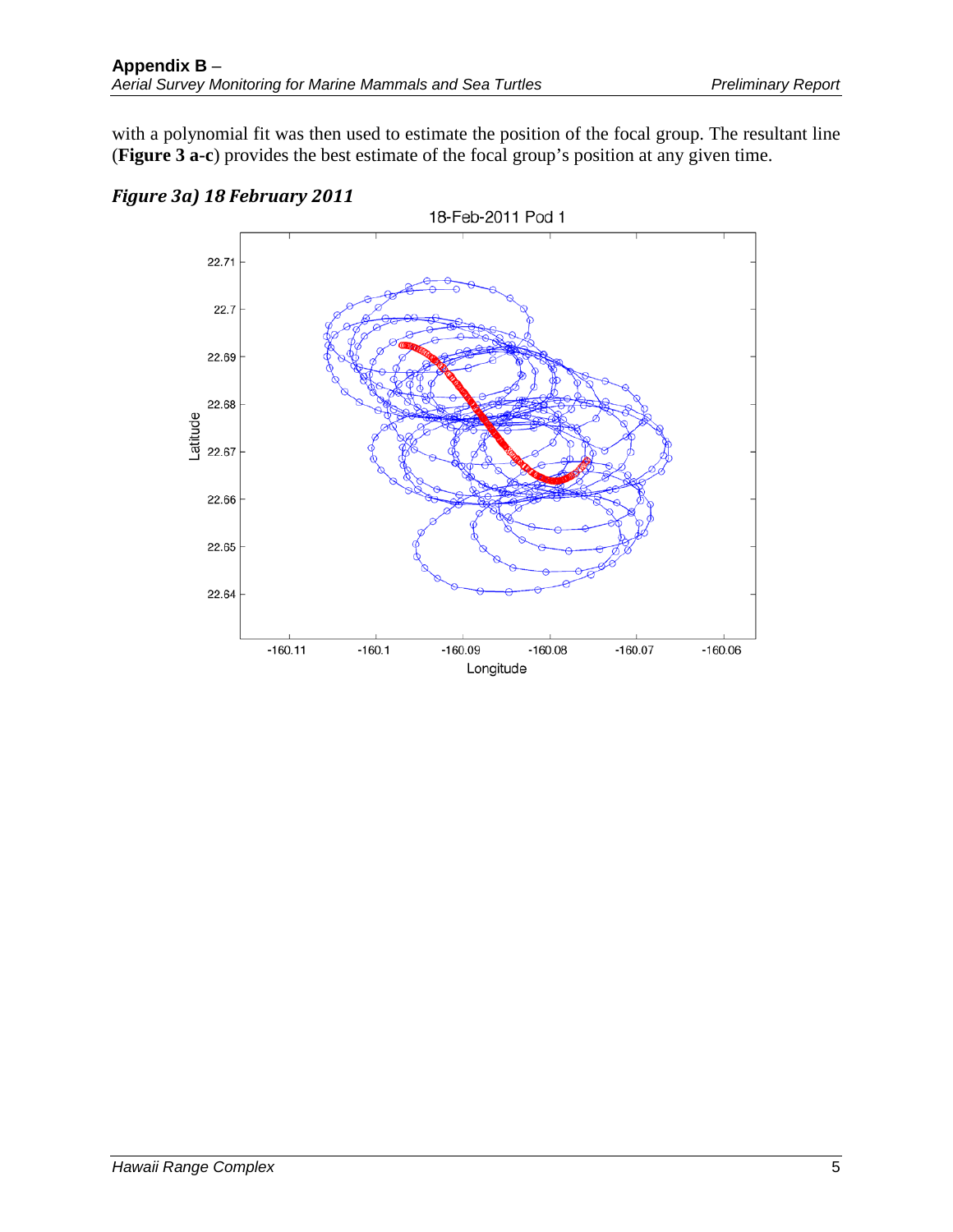with a polynomial fit was then used to estimate the position of the focal group. The resultant line (**Figure 3 a-c**) provides the best estimate of the focal group's position at any given time.

### *Figure 3a) 18 February 2011*

18-Feb-2011 Pod 1

Latitude

22.71
22.7
22.69
22.68
22.67
22.66
22.65
22.64

-160.11
-160.1
-160.09
-160.08
-160.07
-160.06

Longitude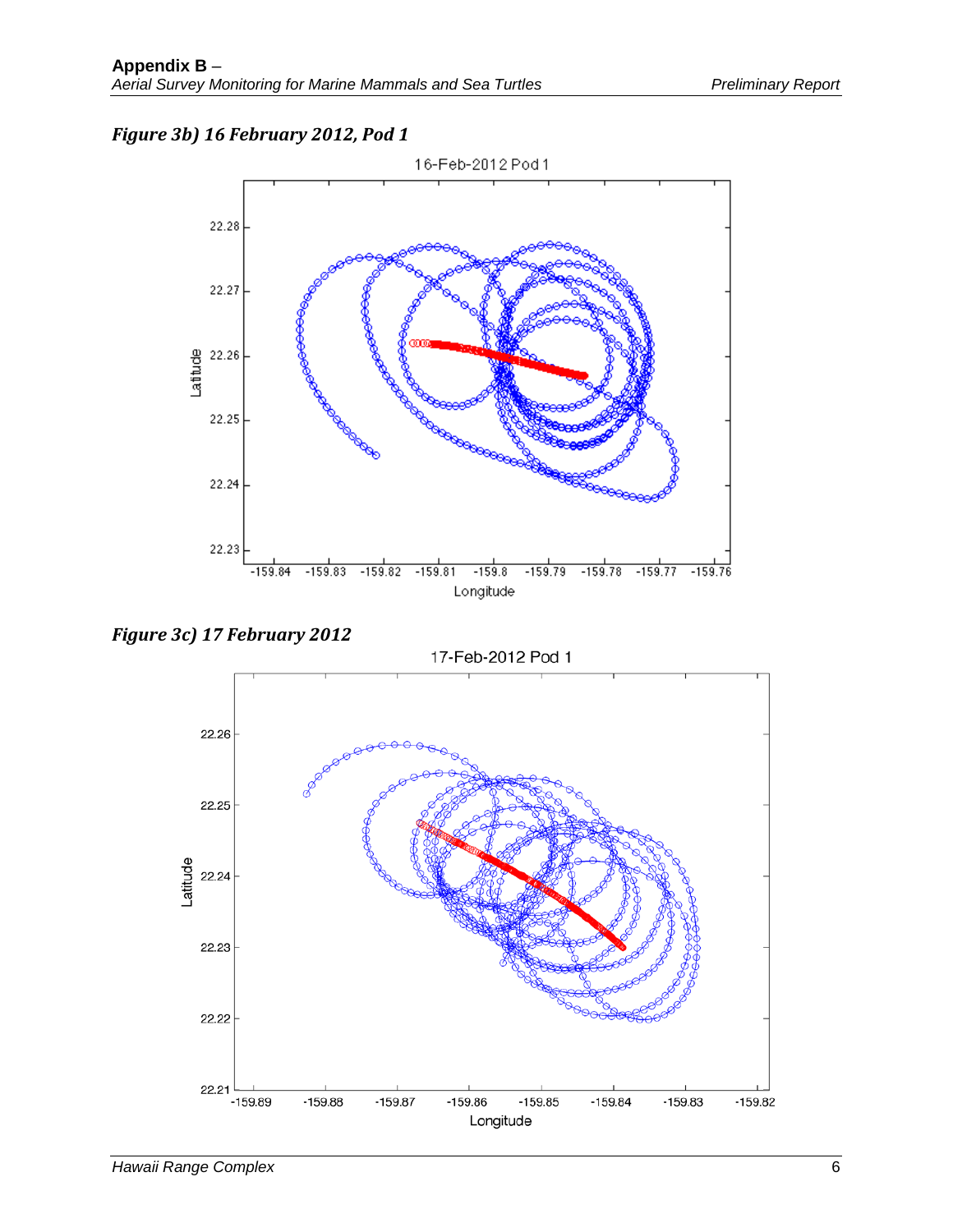### *Figure 3b) 16 February 2012, Pod 1*

16-Feb-2012 Pod 1

Latitude

22.28
22.27
22.26
22.25
22.24
22.23

-159.84 -159.83 -159.82 -159.81 -159.8 -159.79 -159.78 -159.77 -159.76

Longitude

### *Figure 3c) 17 February 2012*

17-Feb-2012 Pod 1

Latitude

22.26
22.25
22.24
22.23
22.22
22.21

-159.89 -159.88 -159.87 -159.86 -159.85 -159.84 -159.83 -159.82

Longitude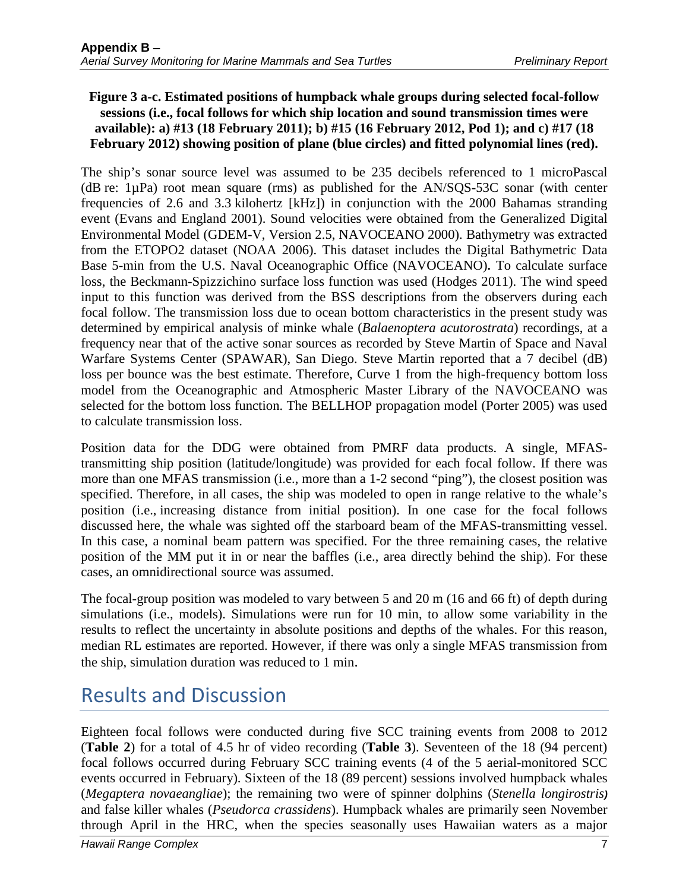**Figure 3 a-c. Estimated positions of humpback whale groups during selected focal-follow sessions (i.e., focal follows for which ship location and sound transmission times were available): a) #13 (18 February 2011); b) #15 (16 February 2012, Pod 1); and c) #17 (18 February 2012) showing position of plane (blue circles) and fitted polynomial lines (red).**

The ship's sonar source level was assumed to be 235 decibels referenced to 1 microPascal (dB re: 1µPa) root mean square (rms) as published for the AN/SQS-53C sonar (with center frequencies of 2.6 and 3.3 kilohertz [kHz]) in conjunction with the 2000 Bahamas stranding event (Evans and England 2001). Sound velocities were obtained from the Generalized Digital Environmental Model (GDEM-V, Version 2.5, NAVOCEANO 2000). Bathymetry was extracted from the ETOPO2 dataset (NOAA 2006). This dataset includes the Digital Bathymetric Data Base 5-min from the U.S. Naval Oceanographic Office (NAVOCEANO). To calculate surface loss, the Beckmann-Spizzichino surface loss function was used (Hodges 2011). The wind speed input to this function was derived from the BSS descriptions from the observers during each focal follow. The transmission loss due to ocean bottom characteristics in the present study was determined by empirical analysis of minke whale (*Balaenoptera acutorostrata*) recordings, at a frequency near that of the active sonar sources as recorded by Steve Martin of Space and Naval Warfare Systems Center (SPAWAR), San Diego. Steve Martin reported that a 7 decibel (dB) loss per bounce was the best estimate. Therefore, Curve 1 from the high-frequency bottom loss model from the Oceanographic and Atmospheric Master Library of the NAVOCEANO was selected for the bottom loss function. The BELLHOP propagation model (Porter 2005) was used to calculate transmission loss.

Position data for the DDG were obtained from PMRF data products. A single, MFAS-transmitting ship position (latitude/longitude) was provided for each focal follow. If there was more than one MFAS transmission (i.e., more than a 1-2 second "ping"), the closest position was specified. Therefore, in all cases, the ship was modeled to open in range relative to the whale's position (i.e., increasing distance from initial position). In one case for the focal follows discussed here, the whale was sighted off the starboard beam of the MFAS-transmitting vessel. In this case, a nominal beam pattern was specified. For the three remaining cases, the relative position of the MM put it in or near the baffles (i.e., area directly behind the ship). For these cases, an omnidirectional source was assumed.

The focal-group position was modeled to vary between 5 and 20 m (16 and 66 ft) of depth during simulations (i.e., models). Simulations were run for 10 min, to allow some variability in the results to reflect the uncertainty in absolute positions and depths of the whales. For this reason, median RL estimates are reported. However, if there was only a single MFAS transmission from the ship, simulation duration was reduced to 1 min.

# Results and Discussion

Eighteen focal follows were conducted during five SCC training events from 2008 to 2012 (**Table 2**) for a total of 4.5 hr of video recording (**Table 3**). Seventeen of the 18 (94 percent) focal follows occurred during February SCC training events (4 of the 5 aerial-monitored SCC events occurred in February). Sixteen of the 18 (89 percent) sessions involved humpback whales (*Megaptera novaeangliae*); the remaining two were of spinner dolphins (*Stenella longirostris*) and false killer whales (*Pseudorca crassidens*). Humpback whales are primarily seen November through April in the HRC, when the species seasonally uses Hawaiian waters as a major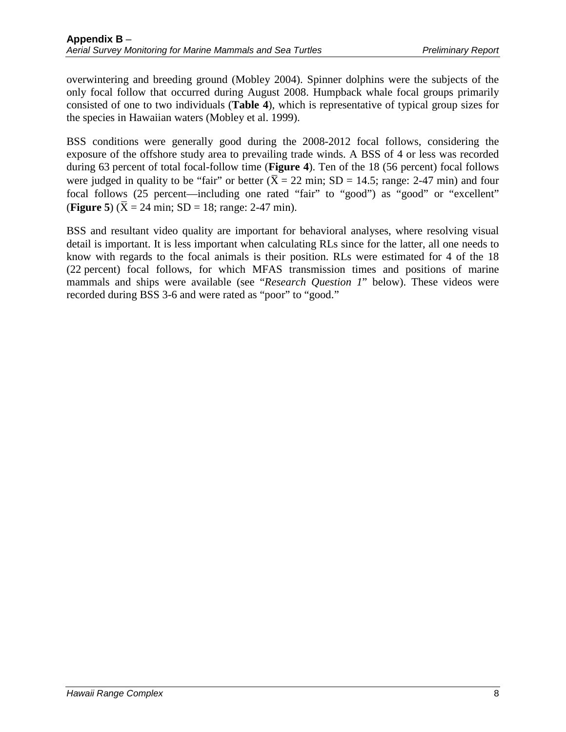overwintering and breeding ground (Mobley 2004). Spinner dolphins were the subjects of the only focal follow that occurred during August 2008. Humpback whale focal groups primarily consisted of one to two individuals (**Table 4**), which is representative of typical group sizes for the species in Hawaiian waters (Mobley et al. 1999).

BSS conditions were generally good during the 2008-2012 focal follows, considering the exposure of the offshore study area to prevailing trade winds. A BSS of 4 or less was recorded during 63 percent of total focal-follow time (**Figure 4**). Ten of the 18 (56 percent) focal follows were judged in quality to be "fair" or better ($\bar{X}$ = 22 min; SD = 14.5; range: 2-47 min) and four focal follows (25 percent—including one rated "fair" to "good") as "good" or "excellent" (**Figure 5**) ($\bar{X}$ = 24 min; SD = 18; range: 2-47 min).

BSS and resultant video quality are important for behavioral analyses, where resolving visual detail is important. It is less important when calculating RLs since for the latter, all one needs to know with regards to the focal animals is their position. RLs were estimated for 4 of the 18 (22 percent) focal follows, for which MFAS transmission times and positions of marine mammals and ships were available (see "*Research Question 1*" below). These videos were recorded during BSS 3-6 and were rated as "poor" to "good."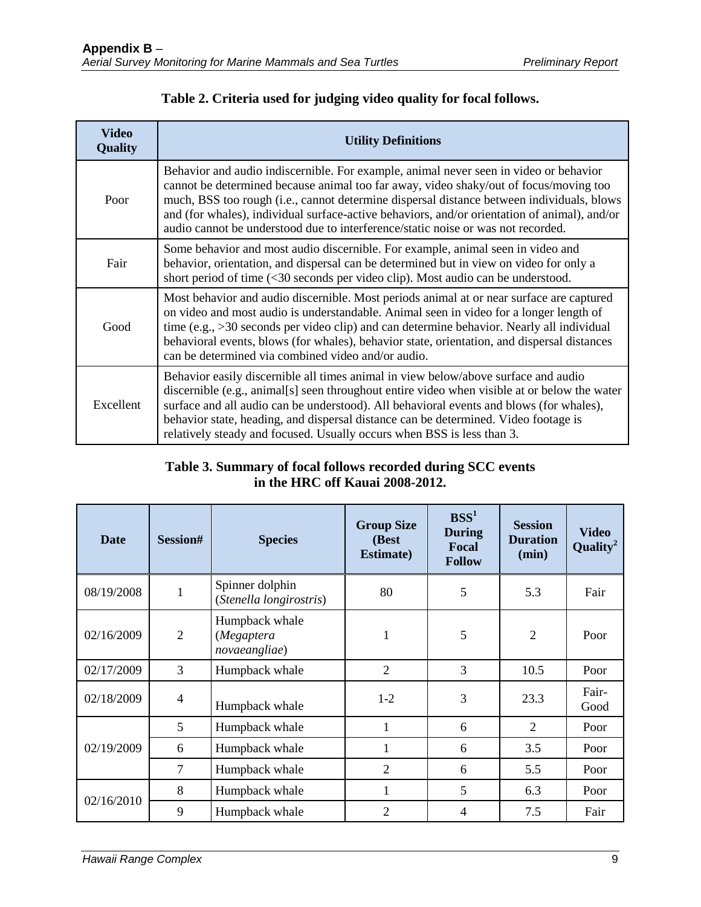**Table 2. Criteria used for judging video quality for focal follows.**

| Video Quality | Utility Definitions |
|---|---|
| Poor | Behavior and audio indiscernible. For example, animal never seen in video or behavior cannot be determined because animal too far away, video shaky/out of focus/moving too much, BSS too rough (i.e., cannot determine dispersal distance between individuals, blows and (for whales), individual surface-active behaviors, and/or orientation of animal), and/or audio cannot be understood due to interference/static noise or was not recorded. |
| Fair | Some behavior and most audio discernible. For example, animal seen in video and behavior, orientation, and dispersal can be determined but in view on video for only a short period of time (<30 seconds per video clip). Most audio can be understood. |
| Good | Most behavior and audio discernible. Most periods animal at or near surface are captured on video and most audio is understandable. Animal seen in video for a longer length of time (e.g., >30 seconds per video clip) and can determine behavior. Nearly all individual behavioral events, blows (for whales), behavior state, orientation, and dispersal distances can be determined via combined video and/or audio. |
| Excellent | Behavior easily discernible all times animal in view below/above surface and audio discernible (e.g., animal[s] seen throughout entire video when visible at or below the water surface and all audio can be understood). All behavioral events and blows (for whales), behavior state, heading, and dispersal distance can be determined. Video footage is relatively steady and focused. Usually occurs when BSS is less than 3. |

**Table 3. Summary of focal follows recorded during SCC events in the HRC off Kauai 2008-2012.**

| Date | Session# | Species | Group Size (Best Estimate) | BSS[1] During Focal Follow | Session Duration (min) | Video Quality[2] |
|---|---|---|---|---|---|---|
| 08/19/2008 | 1 | Spinner dolphin (*Stenella longirostris*) | 80 | 5 | 5.3 | Fair |
| 02/16/2009 | 2 | Humpback whale (*Megaptera novaeangliae*) | 1 | 5 | 2 | Poor |
| 02/17/2009 | 3 | Humpback whale | 2 | 3 | 10.5 | Poor |
| 02/18/2009 | 4 | Humpback whale | 1-2 | 3 | 23.3 | Fair-Good |
| 02/19/2009 | 5 | Humpback whale | 1 | 6 | 2 | Poor |
| | 6 | Humpback whale | 1 | 6 | 3.5 | Poor |
| | 7 | Humpback whale | 2 | 6 | 5.5 | Poor |
| 02/16/2010 | 8 | Humpback whale | 1 | 5 | 6.3 | Poor |
| | 9 | Humpback whale | 2 | 4 | 7.5 | Fair |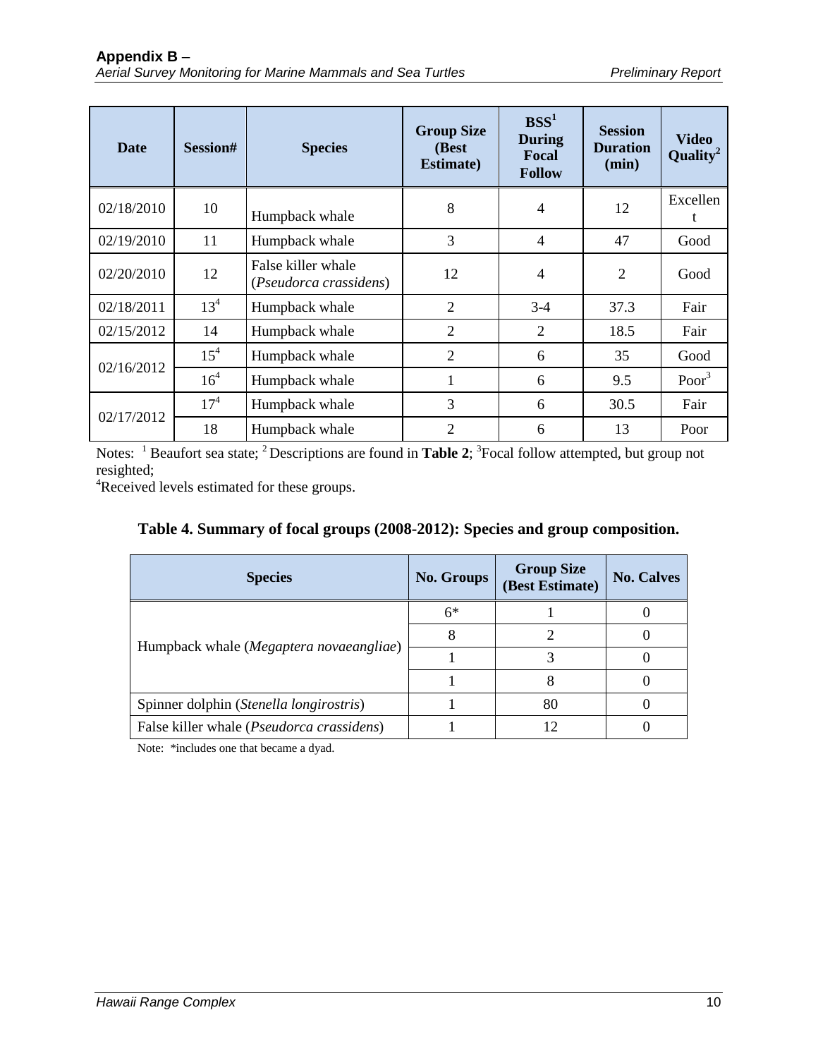| Date | Session# | Species | Group Size (Best Estimate) | BSS[1] During Focal Follow | Session Duration (min) | Video Quality[2] |
|---|---|---|---|---|---|---|
| 02/18/2010 | 10 | Humpback whale | 8 | 4 | 12 | Excellent |
| 02/19/2010 | 11 | Humpback whale | 3 | 4 | 47 | Good |
| 02/20/2010 | 12 | False killer whale (*Pseudorca crassidens*) | 12 | 4 | 2 | Good |
| 02/18/2011 | 13[4] | Humpback whale | 2 | 3-4 | 37.3 | Fair |
| 02/15/2012 | 14 | Humpback whale | 2 | 2 | 18.5 | Fair |
| 02/16/2012 | 15[4] | Humpback whale | 2 | 6 | 35 | Good |
| | 16[4] | Humpback whale | 1 | 6 | 9.5 | Poor[3] |
| 02/17/2012 | 17[4] | Humpback whale | 3 | 6 | 30.5 | Fair |
| | 18 | Humpback whale | 2 | 6 | 13 | Poor |

Notes: [1] Beaufort sea state; [2] Descriptions are found in **Table 2**; [3]Focal follow attempted, but group not resighted;
[4]Received levels estimated for these groups.

**Table 4. Summary of focal groups (2008-2012): Species and group composition.**

| Species | No. Groups | Group Size (Best Estimate) | No. Calves |
|---|---|---|---|
| Humpback whale (*Megaptera novaeangliae*) | 6* | 1 | 0 |
| | 8 | 2 | 0 |
| | 1 | 3 | 0 |
| | 1 | 8 | 0 |
| Spinner dolphin (*Stenella longirostris*) | 1 | 80 | 0 |
| False killer whale (*Pseudorca crassidens*) | 1 | 12 | 0 |

Note: *includes one that became a dyad.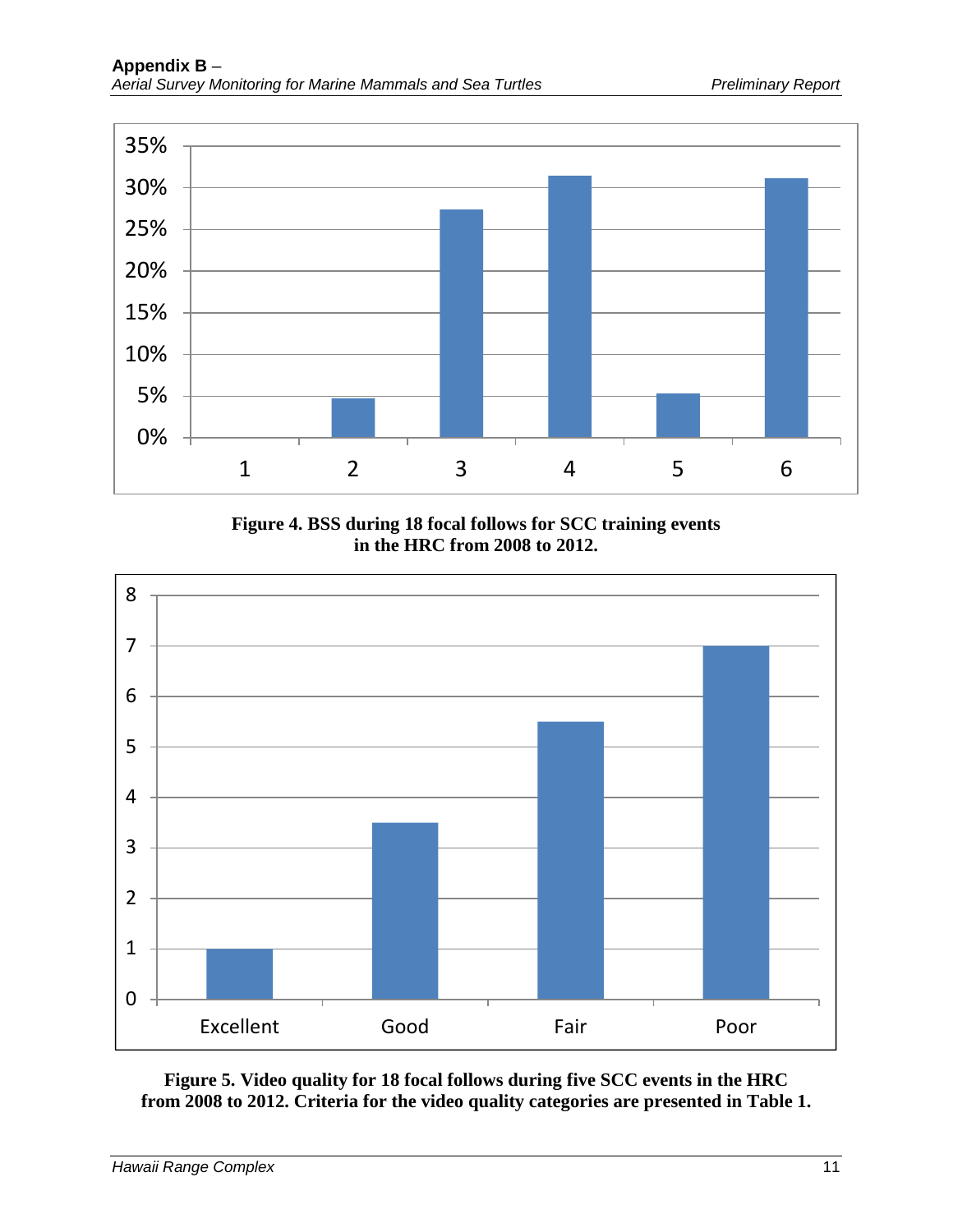**Figure 4. BSS during 18 focal follows for SCC training events in the HRC from 2008 to 2012.**

**Figure 5. Video quality for 18 focal follows during five SCC events in the HRC from 2008 to 2012. Criteria for the video quality categories are presented in Table 1.**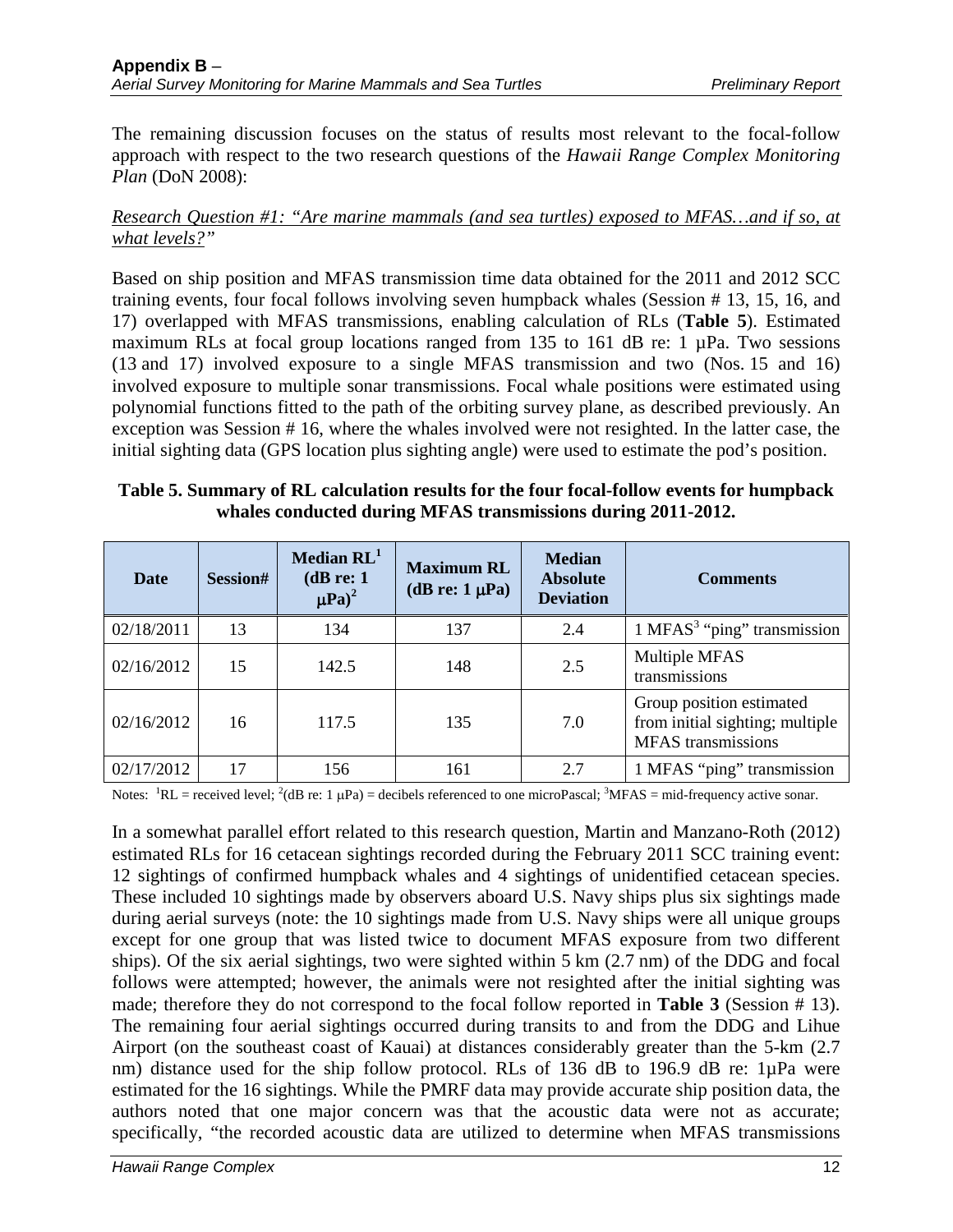The remaining discussion focuses on the status of results most relevant to the focal-follow approach with respect to the two research questions of the *Hawaii Range Complex Monitoring Plan* (DoN 2008):

<u>*Research Question #1: "Are marine mammals (and sea turtles) exposed to MFAS…and if so, at what levels?"*</u>

Based on ship position and MFAS transmission time data obtained for the 2011 and 2012 SCC training events, four focal follows involving seven humpback whales (Session # 13, 15, 16, and 17) overlapped with MFAS transmissions, enabling calculation of RLs (**Table 5**). Estimated maximum RLs at focal group locations ranged from 135 to 161 dB re: 1 µPa. Two sessions (13 and 17) involved exposure to a single MFAS transmission and two (Nos. 15 and 16) involved exposure to multiple sonar transmissions. Focal whale positions were estimated using polynomial functions fitted to the path of the orbiting survey plane, as described previously. An exception was Session # 16, where the whales involved were not resighted. In the latter case, the initial sighting data (GPS location plus sighting angle) were used to estimate the pod's position.

**Table 5. Summary of RL calculation results for the four focal-follow events for humpback whales conducted during MFAS transmissions during 2011-2012.**

| Date | Session# | Median RL[1] (dB re: 1 µPa)[2] | Maximum RL (dB re: 1 µPa) | Median Absolute Deviation | Comments |
|---|---|---|---|---|---|
| 02/18/2011 | 13 | 134 | 137 | 2.4 | 1 MFAS[3] "ping" transmission |
| 02/16/2012 | 15 | 142.5 | 148 | 2.5 | Multiple MFAS transmissions |
| 02/16/2012 | 16 | 117.5 | 135 | 7.0 | Group position estimated from initial sighting; multiple MFAS transmissions |
| 02/17/2012 | 17 | 156 | 161 | 2.7 | 1 MFAS "ping" transmission |

Notes: [1]RL = received level; [2](dB re: 1 µPa) = decibels referenced to one microPascal; [3]MFAS = mid-frequency active sonar.

In a somewhat parallel effort related to this research question, Martin and Manzano-Roth (2012) estimated RLs for 16 cetacean sightings recorded during the February 2011 SCC training event: 12 sightings of confirmed humpback whales and 4 sightings of unidentified cetacean species. These included 10 sightings made by observers aboard U.S. Navy ships plus six sightings made during aerial surveys (note: the 10 sightings made from U.S. Navy ships were all unique groups except for one group that was listed twice to document MFAS exposure from two different ships). Of the six aerial sightings, two were sighted within 5 km (2.7 nm) of the DDG and focal follows were attempted; however, the animals were not resighted after the initial sighting was made; therefore they do not correspond to the focal follow reported in **Table 3** (Session # 13). The remaining four aerial sightings occurred during transits to and from the DDG and Lihue Airport (on the southeast coast of Kauai) at distances considerably greater than the 5-km (2.7 nm) distance used for the ship follow protocol. RLs of 136 dB to 196.9 dB re: 1µPa were estimated for the 16 sightings. While the PMRF data may provide accurate ship position data, the authors noted that one major concern was that the acoustic data were not as accurate; specifically, "the recorded acoustic data are utilized to determine when MFAS transmissions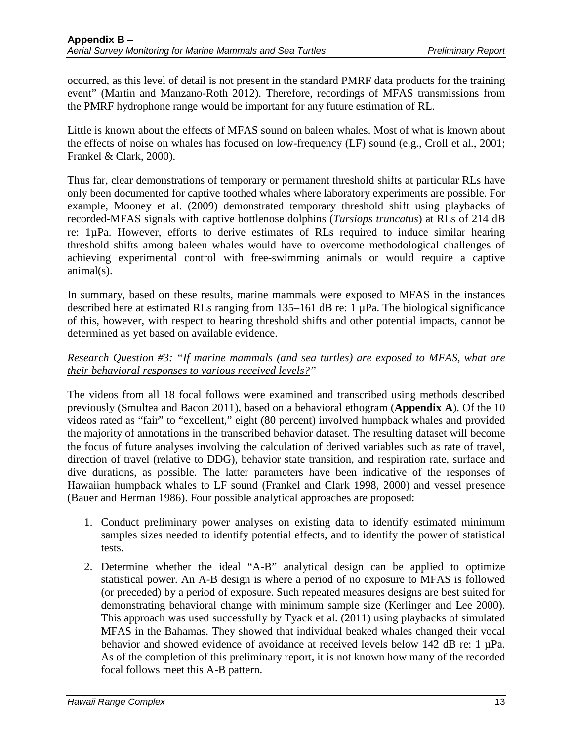occurred, as this level of detail is not present in the standard PMRF data products for the training event" (Martin and Manzano-Roth 2012). Therefore, recordings of MFAS transmissions from the PMRF hydrophone range would be important for any future estimation of RL.

Little is known about the effects of MFAS sound on baleen whales. Most of what is known about the effects of noise on whales has focused on low-frequency (LF) sound (e.g., Croll et al., 2001; Frankel & Clark, 2000).

Thus far, clear demonstrations of temporary or permanent threshold shifts at particular RLs have only been documented for captive toothed whales where laboratory experiments are possible. For example, Mooney et al. (2009) demonstrated temporary threshold shift using playbacks of recorded-MFAS signals with captive bottlenose dolphins (*Tursiops truncatus*) at RLs of 214 dB re: 1µPa. However, efforts to derive estimates of RLs required to induce similar hearing threshold shifts among baleen whales would have to overcome methodological challenges of achieving experimental control with free-swimming animals or would require a captive animal(s).

In summary, based on these results, marine mammals were exposed to MFAS in the instances described here at estimated RLs ranging from 135–161 dB re: 1 µPa. The biological significance of this, however, with respect to hearing threshold shifts and other potential impacts, cannot be determined as yet based on available evidence.

*Research Question #3: "If marine mammals (and sea turtles) are exposed to MFAS, what are their behavioral responses to various received levels?"*

The videos from all 18 focal follows were examined and transcribed using methods described previously (Smultea and Bacon 2011), based on a behavioral ethogram (**Appendix A**). Of the 10 videos rated as "fair" to "excellent," eight (80 percent) involved humpback whales and provided the majority of annotations in the transcribed behavior dataset. The resulting dataset will become the focus of future analyses involving the calculation of derived variables such as rate of travel, direction of travel (relative to DDG), behavior state transition, and respiration rate, surface and dive durations, as possible. The latter parameters have been indicative of the responses of Hawaiian humpback whales to LF sound (Frankel and Clark 1998, 2000) and vessel presence (Bauer and Herman 1986). Four possible analytical approaches are proposed:

1. Conduct preliminary power analyses on existing data to identify estimated minimum samples sizes needed to identify potential effects, and to identify the power of statistical tests.
2. Determine whether the ideal "A-B" analytical design can be applied to optimize statistical power. An A-B design is where a period of no exposure to MFAS is followed (or preceded) by a period of exposure. Such repeated measures designs are best suited for demonstrating behavioral change with minimum sample size (Kerlinger and Lee 2000). This approach was used successfully by Tyack et al. (2011) using playbacks of simulated MFAS in the Bahamas. They showed that individual beaked whales changed their vocal behavior and showed evidence of avoidance at received levels below 142 dB re: 1 µPa. As of the completion of this preliminary report, it is not known how many of the recorded focal follows meet this A-B pattern.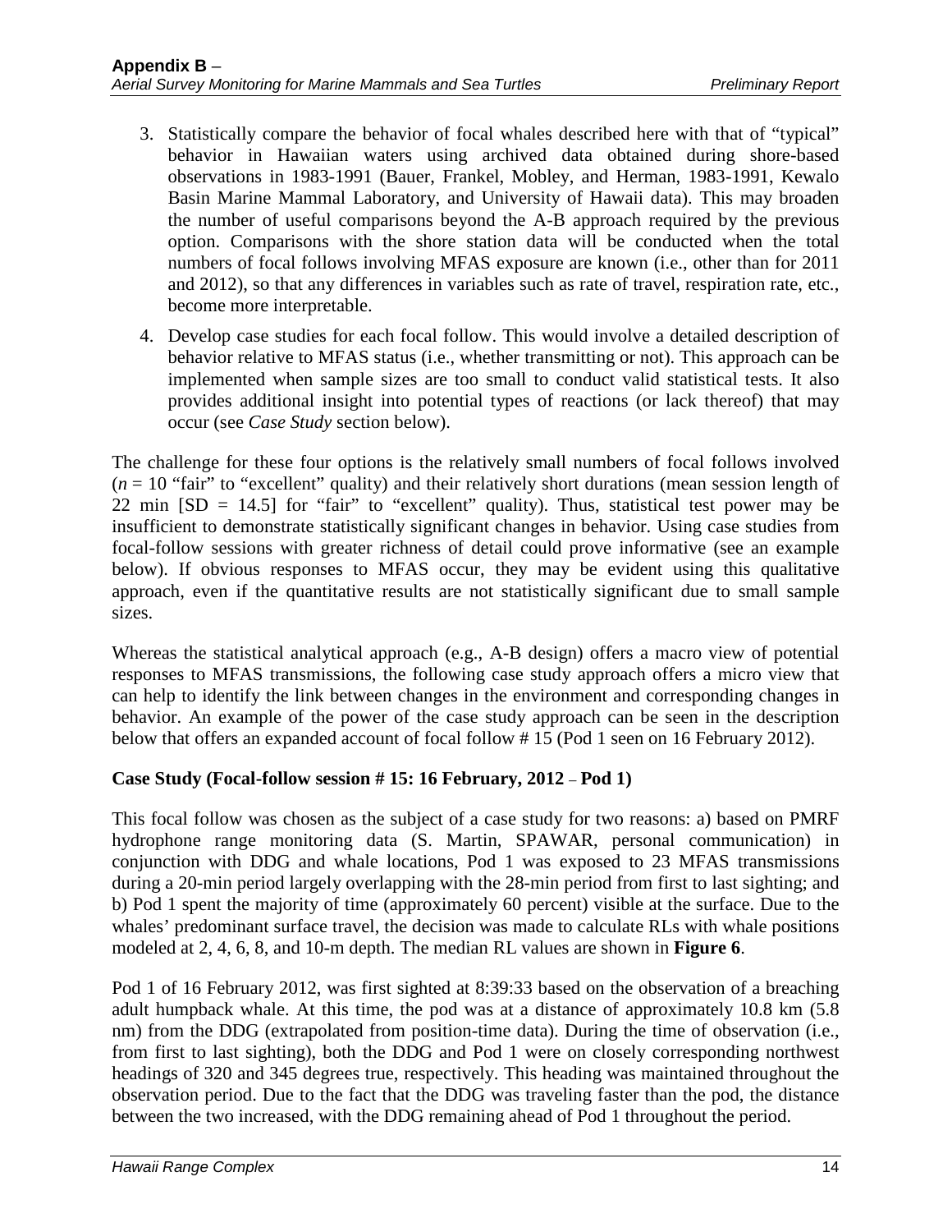3. Statistically compare the behavior of focal whales described here with that of "typical" behavior in Hawaiian waters using archived data obtained during shore-based observations in 1983-1991 (Bauer, Frankel, Mobley, and Herman, 1983-1991, Kewalo Basin Marine Mammal Laboratory, and University of Hawaii data). This may broaden the number of useful comparisons beyond the A-B approach required by the previous option. Comparisons with the shore station data will be conducted when the total numbers of focal follows involving MFAS exposure are known (i.e., other than for 2011 and 2012), so that any differences in variables such as rate of travel, respiration rate, etc., become more interpretable.
4. Develop case studies for each focal follow. This would involve a detailed description of behavior relative to MFAS status (i.e., whether transmitting or not). This approach can be implemented when sample sizes are too small to conduct valid statistical tests. It also provides additional insight into potential types of reactions (or lack thereof) that may occur (see *Case Study* section below).

The challenge for these four options is the relatively small numbers of focal follows involved ($n$ = 10 "fair" to "excellent" quality) and their relatively short durations (mean session length of 22 min [SD = 14.5] for "fair" to "excellent" quality). Thus, statistical test power may be insufficient to demonstrate statistically significant changes in behavior. Using case studies from focal-follow sessions with greater richness of detail could prove informative (see an example below). If obvious responses to MFAS occur, they may be evident using this qualitative approach, even if the quantitative results are not statistically significant due to small sample sizes.

Whereas the statistical analytical approach (e.g., A-B design) offers a macro view of potential responses to MFAS transmissions, the following case study approach offers a micro view that can help to identify the link between changes in the environment and corresponding changes in behavior. An example of the power of the case study approach can be seen in the description below that offers an expanded account of focal follow # 15 (Pod 1 seen on 16 February 2012).

**Case Study (Focal-follow session # 15: 16 February, 2012 – Pod 1)**

This focal follow was chosen as the subject of a case study for two reasons: a) based on PMRF hydrophone range monitoring data (S. Martin, SPAWAR, personal communication) in conjunction with DDG and whale locations, Pod 1 was exposed to 23 MFAS transmissions during a 20-min period largely overlapping with the 28-min period from first to last sighting; and b) Pod 1 spent the majority of time (approximately 60 percent) visible at the surface. Due to the whales' predominant surface travel, the decision was made to calculate RLs with whale positions modeled at 2, 4, 6, 8, and 10-m depth. The median RL values are shown in **Figure 6**.

Pod 1 of 16 February 2012, was first sighted at 8:39:33 based on the observation of a breaching adult humpback whale. At this time, the pod was at a distance of approximately 10.8 km (5.8 nm) from the DDG (extrapolated from position-time data). During the time of observation (i.e., from first to last sighting), both the DDG and Pod 1 were on closely corresponding northwest headings of 320 and 345 degrees true, respectively. This heading was maintained throughout the observation period. Due to the fact that the DDG was traveling faster than the pod, the distance between the two increased, with the DDG remaining ahead of Pod 1 throughout the period.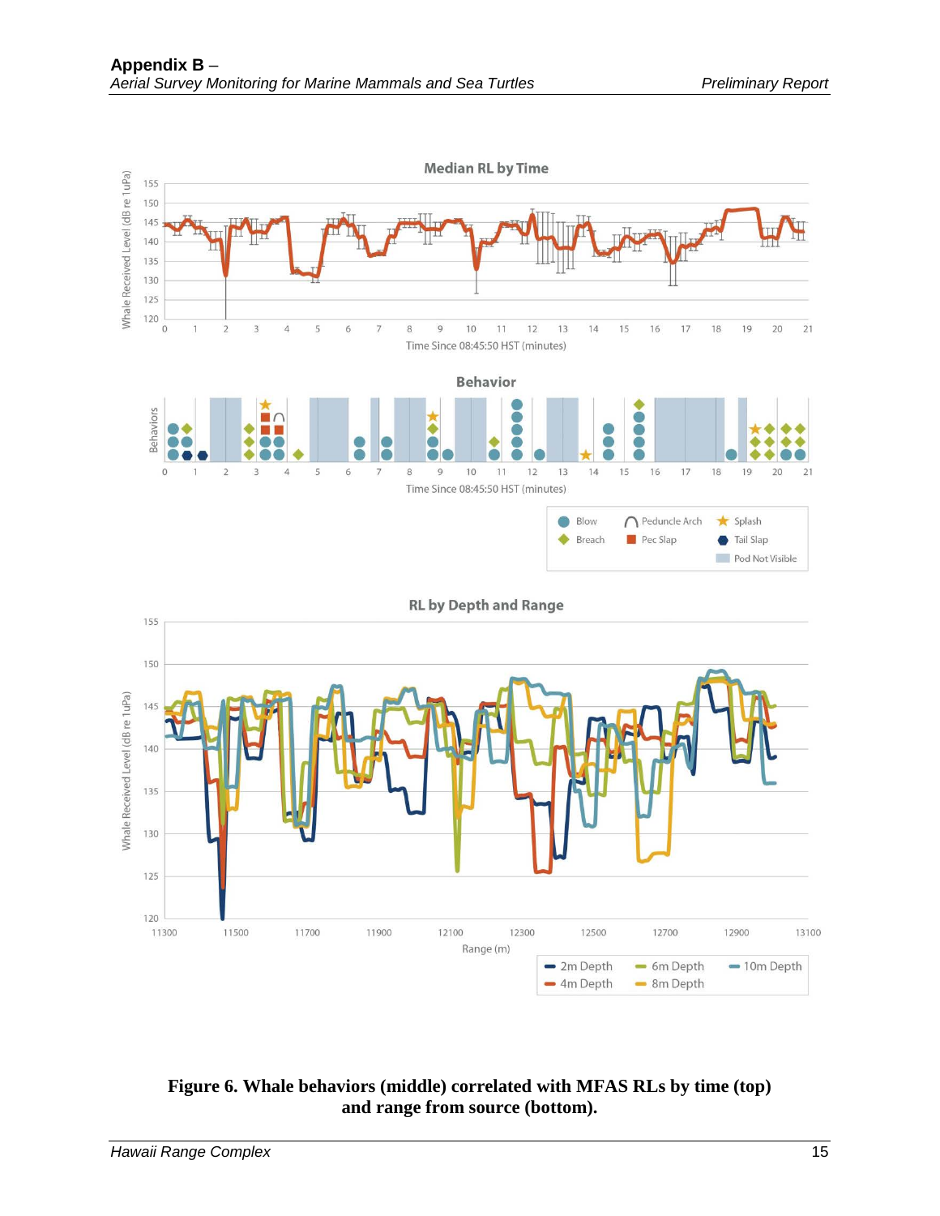Median RL by Time

Whale Received Level (dB re 1uPa)

155
150
145
140
135
130
125
120

0 1 2 3 4 5 6 7 8 9 10 11 12 13 14 15 16 17 18 19 20 21

Time Since 08:45:50 HST (minutes)

Behavior

Behaviors

0 1 2 3 4 5 6 7 8 9 10 11 12 13 14 15 16 17 18 19 20 21

Time Since 08:45:50 HST (minutes)

Blow
Peduncle Arch
Splash
Breach
Pec Slap
Tail Slap
Pod Not Visible

RL by Depth and Range

Whale Received Level (dB re 1uPa)

155
150
145
140
135
130
125
120

11300 11500 11700 11900 12100 12300 12500 12700 12900 13100

Range (m)

2m Depth
6m Depth
10m Depth
4m Depth
8m Depth

**Figure 6. Whale behaviors (middle) correlated with MFAS RLs by time (top) and range from source (bottom).**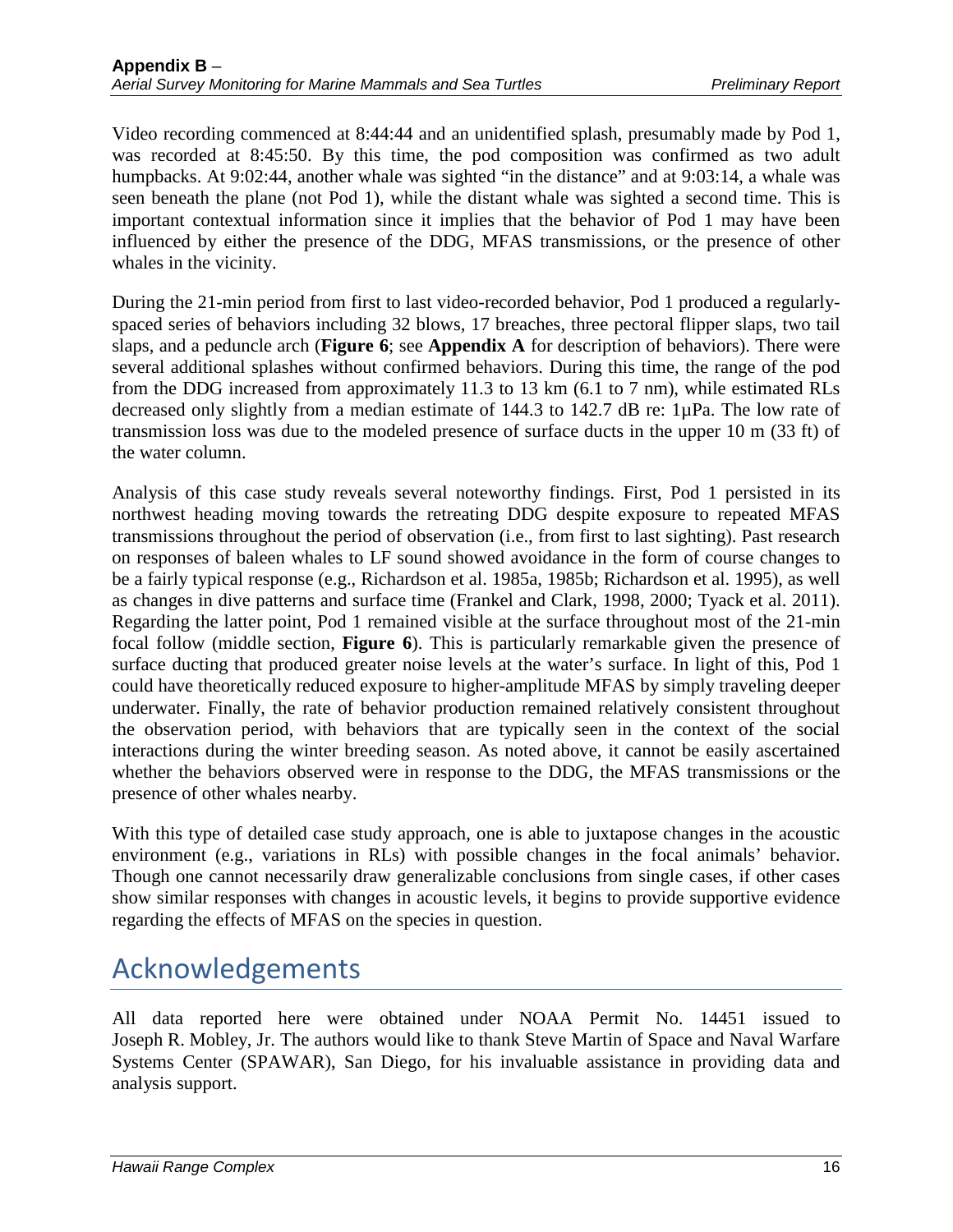Video recording commenced at 8:44:44 and an unidentified splash, presumably made by Pod 1, was recorded at 8:45:50. By this time, the pod composition was confirmed as two adult humpbacks. At 9:02:44, another whale was sighted "in the distance" and at 9:03:14, a whale was seen beneath the plane (not Pod 1), while the distant whale was sighted a second time. This is important contextual information since it implies that the behavior of Pod 1 may have been influenced by either the presence of the DDG, MFAS transmissions, or the presence of other whales in the vicinity.

During the 21-min period from first to last video-recorded behavior, Pod 1 produced a regularly-spaced series of behaviors including 32 blows, 17 breaches, three pectoral flipper slaps, two tail slaps, and a peduncle arch (**Figure 6**; see **Appendix A** for description of behaviors). There were several additional splashes without confirmed behaviors. During this time, the range of the pod from the DDG increased from approximately 11.3 to 13 km (6.1 to 7 nm), while estimated RLs decreased only slightly from a median estimate of 144.3 to 142.7 dB re: 1µPa. The low rate of transmission loss was due to the modeled presence of surface ducts in the upper 10 m (33 ft) of the water column.

Analysis of this case study reveals several noteworthy findings. First, Pod 1 persisted in its northwest heading moving towards the retreating DDG despite exposure to repeated MFAS transmissions throughout the period of observation (i.e., from first to last sighting). Past research on responses of baleen whales to LF sound showed avoidance in the form of course changes to be a fairly typical response (e.g., Richardson et al. 1985a, 1985b; Richardson et al. 1995), as well as changes in dive patterns and surface time (Frankel and Clark, 1998, 2000; Tyack et al. 2011). Regarding the latter point, Pod 1 remained visible at the surface throughout most of the 21-min focal follow (middle section, **Figure 6**). This is particularly remarkable given the presence of surface ducting that produced greater noise levels at the water's surface. In light of this, Pod 1 could have theoretically reduced exposure to higher-amplitude MFAS by simply traveling deeper underwater. Finally, the rate of behavior production remained relatively consistent throughout the observation period, with behaviors that are typically seen in the context of the social interactions during the winter breeding season. As noted above, it cannot be easily ascertained whether the behaviors observed were in response to the DDG, the MFAS transmissions or the presence of other whales nearby.

With this type of detailed case study approach, one is able to juxtapose changes in the acoustic environment (e.g., variations in RLs) with possible changes in the focal animals' behavior. Though one cannot necessarily draw generalizable conclusions from single cases, if other cases show similar responses with changes in acoustic levels, it begins to provide supportive evidence regarding the effects of MFAS on the species in question.

# Acknowledgements

All data reported here were obtained under NOAA Permit No. 14451 issued to Joseph R. Mobley, Jr. The authors would like to thank Steve Martin of Space and Naval Warfare Systems Center (SPAWAR), San Diego, for his invaluable assistance in providing data and analysis support.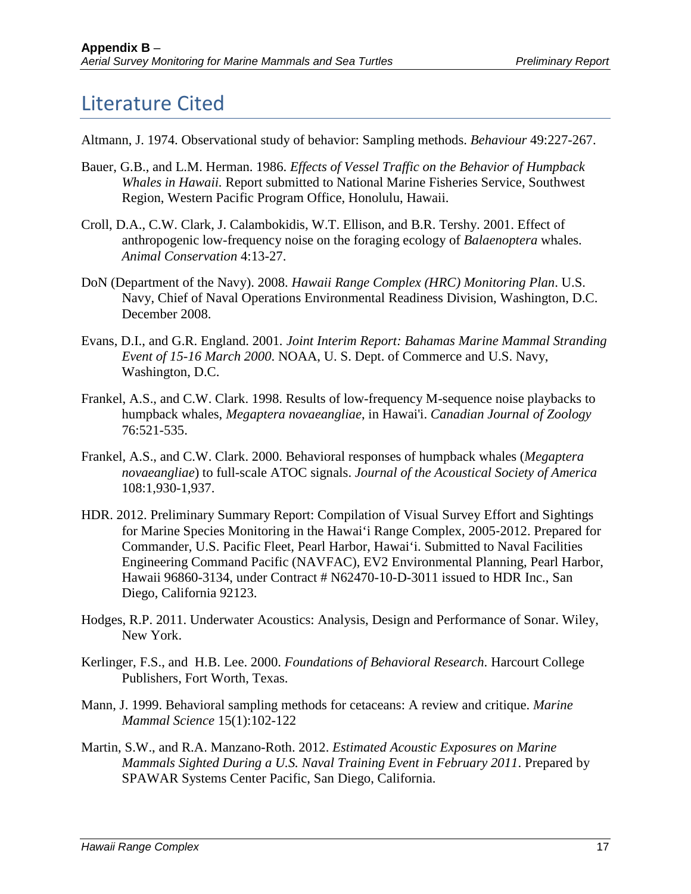# Literature Cited

Altmann, J. 1974. Observational study of behavior: Sampling methods. *Behaviour* 49:227-267.

Bauer, G.B., and L.M. Herman. 1986. *Effects of Vessel Traffic on the Behavior of Humpback Whales in Hawaii.* Report submitted to National Marine Fisheries Service, Southwest Region, Western Pacific Program Office, Honolulu, Hawaii.

Croll, D.A., C.W. Clark, J. Calambokidis, W.T. Ellison, and B.R. Tershy. 2001. Effect of anthropogenic low-frequency noise on the foraging ecology of *Balaenoptera* whales. *Animal Conservation* 4:13-27.

DoN (Department of the Navy). 2008. *Hawaii Range Complex (HRC) Monitoring Plan*. U.S. Navy, Chief of Naval Operations Environmental Readiness Division, Washington, D.C. December 2008.

Evans, D.I., and G.R. England. 2001. *Joint Interim Report: Bahamas Marine Mammal Stranding Event of 15-16 March 2000*. NOAA, U. S. Dept. of Commerce and U.S. Navy, Washington, D.C.

Frankel, A.S., and C.W. Clark. 1998. Results of low-frequency M-sequence noise playbacks to humpback whales, *Megaptera novaeangliae*, in Hawai'i. *Canadian Journal of Zoology* 76:521-535.

Frankel, A.S., and C.W. Clark. 2000. Behavioral responses of humpback whales (*Megaptera novaeangliae*) to full-scale ATOC signals. *Journal of the Acoustical Society of America* 108:1,930-1,937.

HDR. 2012. Preliminary Summary Report: Compilation of Visual Survey Effort and Sightings for Marine Species Monitoring in the Hawai‘i Range Complex, 2005-2012. Prepared for Commander, U.S. Pacific Fleet, Pearl Harbor, Hawai‘i. Submitted to Naval Facilities Engineering Command Pacific (NAVFAC), EV2 Environmental Planning, Pearl Harbor, Hawaii 96860-3134, under Contract # N62470-10-D-3011 issued to HDR Inc., San Diego, California 92123.

Hodges, R.P. 2011. Underwater Acoustics: Analysis, Design and Performance of Sonar. Wiley, New York.

Kerlinger, F.S., and H.B. Lee. 2000. *Foundations of Behavioral Research*. Harcourt College Publishers, Fort Worth, Texas.

Mann, J. 1999. Behavioral sampling methods for cetaceans: A review and critique. *Marine Mammal Science* 15(1):102-122

Martin, S.W., and R.A. Manzano-Roth. 2012. *Estimated Acoustic Exposures on Marine Mammals Sighted During a U.S. Naval Training Event in February 2011*. Prepared by SPAWAR Systems Center Pacific, San Diego, California.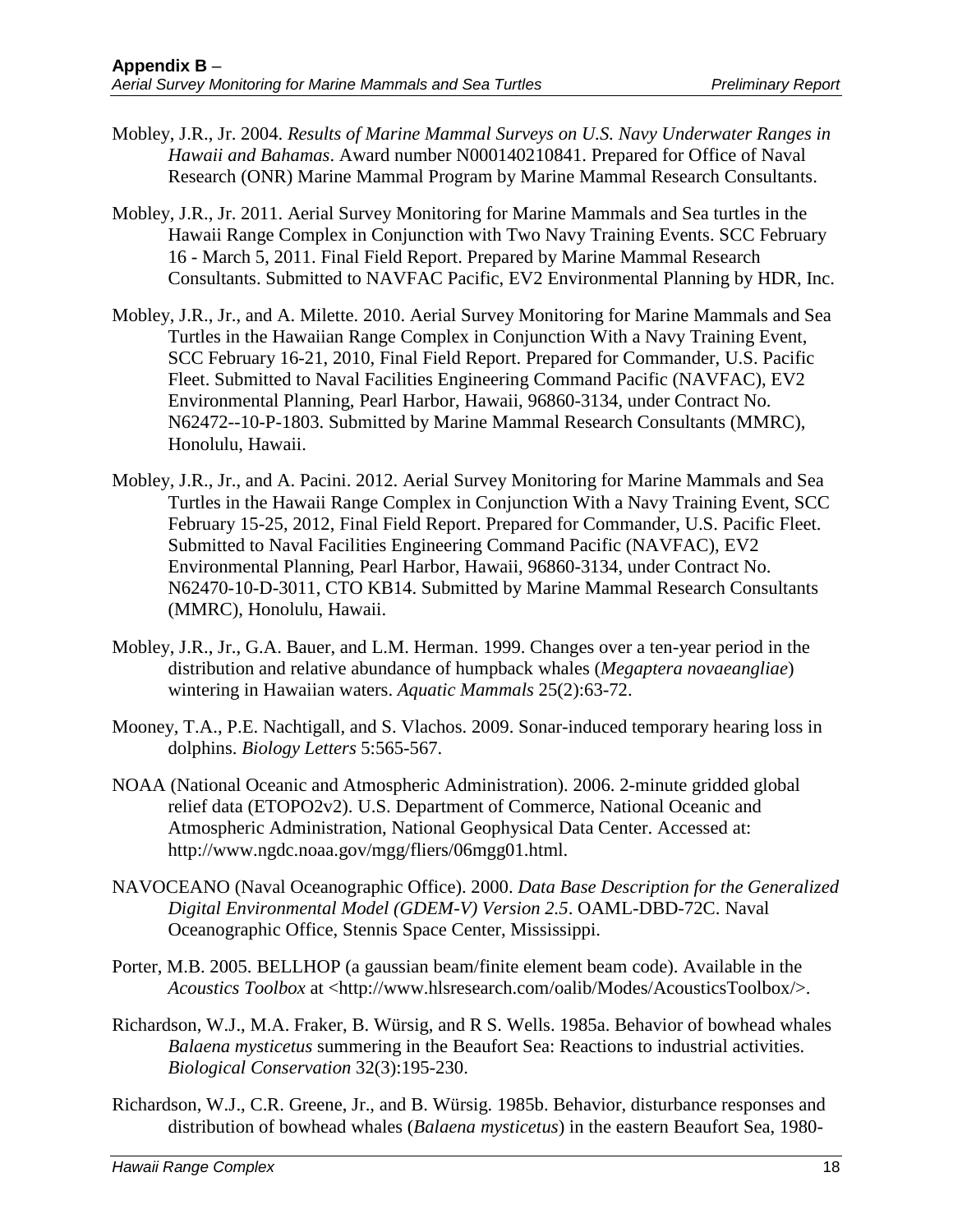Mobley, J.R., Jr. 2004. *Results of Marine Mammal Surveys on U.S. Navy Underwater Ranges in Hawaii and Bahamas*. Award number N000140210841. Prepared for Office of Naval Research (ONR) Marine Mammal Program by Marine Mammal Research Consultants.

Mobley, J.R., Jr. 2011. Aerial Survey Monitoring for Marine Mammals and Sea turtles in the Hawaii Range Complex in Conjunction with Two Navy Training Events. SCC February 16 - March 5, 2011. Final Field Report. Prepared by Marine Mammal Research Consultants. Submitted to NAVFAC Pacific, EV2 Environmental Planning by HDR, Inc.

Mobley, J.R., Jr., and A. Milette. 2010. Aerial Survey Monitoring for Marine Mammals and Sea Turtles in the Hawaiian Range Complex in Conjunction With a Navy Training Event, SCC February 16-21, 2010, Final Field Report. Prepared for Commander, U.S. Pacific Fleet. Submitted to Naval Facilities Engineering Command Pacific (NAVFAC), EV2 Environmental Planning, Pearl Harbor, Hawaii, 96860-3134, under Contract No. N62472--10-P-1803. Submitted by Marine Mammal Research Consultants (MMRC), Honolulu, Hawaii.

Mobley, J.R., Jr., and A. Pacini. 2012. Aerial Survey Monitoring for Marine Mammals and Sea Turtles in the Hawaii Range Complex in Conjunction With a Navy Training Event, SCC February 15-25, 2012, Final Field Report. Prepared for Commander, U.S. Pacific Fleet. Submitted to Naval Facilities Engineering Command Pacific (NAVFAC), EV2 Environmental Planning, Pearl Harbor, Hawaii, 96860-3134, under Contract No. N62470-10-D-3011, CTO KB14. Submitted by Marine Mammal Research Consultants (MMRC), Honolulu, Hawaii.

Mobley, J.R., Jr., G.A. Bauer, and L.M. Herman. 1999. Changes over a ten-year period in the distribution and relative abundance of humpback whales (*Megaptera novaeangliae*) wintering in Hawaiian waters. *Aquatic Mammals* 25(2):63-72.

Mooney, T.A., P.E. Nachtigall, and S. Vlachos. 2009. Sonar-induced temporary hearing loss in dolphins. *Biology Letters* 5:565-567.

NOAA (National Oceanic and Atmospheric Administration). 2006. 2-minute gridded global relief data (ETOPO2v2). U.S. Department of Commerce, National Oceanic and Atmospheric Administration, National Geophysical Data Center. Accessed at: http://www.ngdc.noaa.gov/mgg/fliers/06mgg01.html.

NAVOCEANO (Naval Oceanographic Office). 2000. *Data Base Description for the Generalized Digital Environmental Model (GDEM-V) Version 2.5*. OAML-DBD-72C. Naval Oceanographic Office, Stennis Space Center, Mississippi.

Porter, M.B. 2005. BELLHOP (a gaussian beam/finite element beam code). Available in the *Acoustics Toolbox* at <http://www.hlsresearch.com/oalib/Modes/AcousticsToolbox/>.

Richardson, W.J., M.A. Fraker, B. Würsig, and R S. Wells. 1985a. Behavior of bowhead whales *Balaena mysticetus* summering in the Beaufort Sea: Reactions to industrial activities. *Biological Conservation* 32(3):195-230.

Richardson, W.J., C.R. Greene, Jr., and B. Würsig. 1985b. Behavior, disturbance responses and distribution of bowhead whales (*Balaena mysticetus*) in the eastern Beaufort Sea, 1980-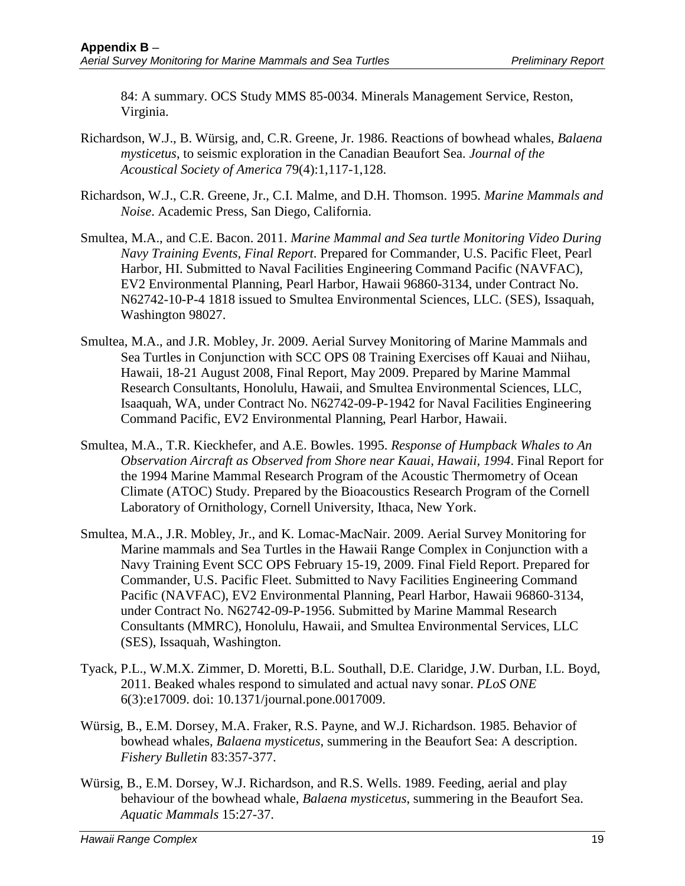84: A summary. OCS Study MMS 85-0034. Minerals Management Service, Reston, Virginia.

Richardson, W.J., B. Würsig, and, C.R. Greene, Jr. 1986. Reactions of bowhead whales, *Balaena mysticetus*, to seismic exploration in the Canadian Beaufort Sea. *Journal of the Acoustical Society of America* 79(4):1,117-1,128.

Richardson, W.J., C.R. Greene, Jr., C.I. Malme, and D.H. Thomson. 1995. *Marine Mammals and Noise*. Academic Press, San Diego, California.

Smultea, M.A., and C.E. Bacon. 2011. *Marine Mammal and Sea turtle Monitoring Video During Navy Training Events, Final Report*. Prepared for Commander, U.S. Pacific Fleet, Pearl Harbor, HI. Submitted to Naval Facilities Engineering Command Pacific (NAVFAC), EV2 Environmental Planning, Pearl Harbor, Hawaii 96860-3134, under Contract No. N62742-10-P-4 1818 issued to Smultea Environmental Sciences, LLC. (SES), Issaquah, Washington 98027.

Smultea, M.A., and J.R. Mobley, Jr. 2009. Aerial Survey Monitoring of Marine Mammals and Sea Turtles in Conjunction with SCC OPS 08 Training Exercises off Kauai and Niihau, Hawaii, 18-21 August 2008, Final Report, May 2009. Prepared by Marine Mammal Research Consultants, Honolulu, Hawaii, and Smultea Environmental Sciences, LLC, Isaaquah, WA, under Contract No. N62742-09-P-1942 for Naval Facilities Engineering Command Pacific, EV2 Environmental Planning, Pearl Harbor, Hawaii.

Smultea, M.A., T.R. Kieckhefer, and A.E. Bowles. 1995. *Response of Humpback Whales to An Observation Aircraft as Observed from Shore near Kauai, Hawaii, 1994*. Final Report for the 1994 Marine Mammal Research Program of the Acoustic Thermometry of Ocean Climate (ATOC) Study. Prepared by the Bioacoustics Research Program of the Cornell Laboratory of Ornithology, Cornell University, Ithaca, New York.

Smultea, M.A., J.R. Mobley, Jr., and K. Lomac-MacNair. 2009. Aerial Survey Monitoring for Marine mammals and Sea Turtles in the Hawaii Range Complex in Conjunction with a Navy Training Event SCC OPS February 15-19, 2009. Final Field Report. Prepared for Commander, U.S. Pacific Fleet. Submitted to Navy Facilities Engineering Command Pacific (NAVFAC), EV2 Environmental Planning, Pearl Harbor, Hawaii 96860-3134, under Contract No. N62742-09-P-1956. Submitted by Marine Mammal Research Consultants (MMRC), Honolulu, Hawaii, and Smultea Environmental Services, LLC (SES), Issaquah, Washington.

Tyack, P.L., W.M.X. Zimmer, D. Moretti, B.L. Southall, D.E. Claridge, J.W. Durban, I.L. Boyd, 2011. Beaked whales respond to simulated and actual navy sonar. *PLoS ONE* 6(3):e17009. doi: 10.1371/journal.pone.0017009.

Würsig, B., E.M. Dorsey, M.A. Fraker, R.S. Payne, and W.J. Richardson. 1985. Behavior of bowhead whales, *Balaena mysticetus*, summering in the Beaufort Sea: A description. *Fishery Bulletin* 83:357-377.

Würsig, B., E.M. Dorsey, W.J. Richardson, and R.S. Wells. 1989. Feeding, aerial and play behaviour of the bowhead whale, *Balaena mysticetus*, summering in the Beaufort Sea. *Aquatic Mammals* 15:27-37.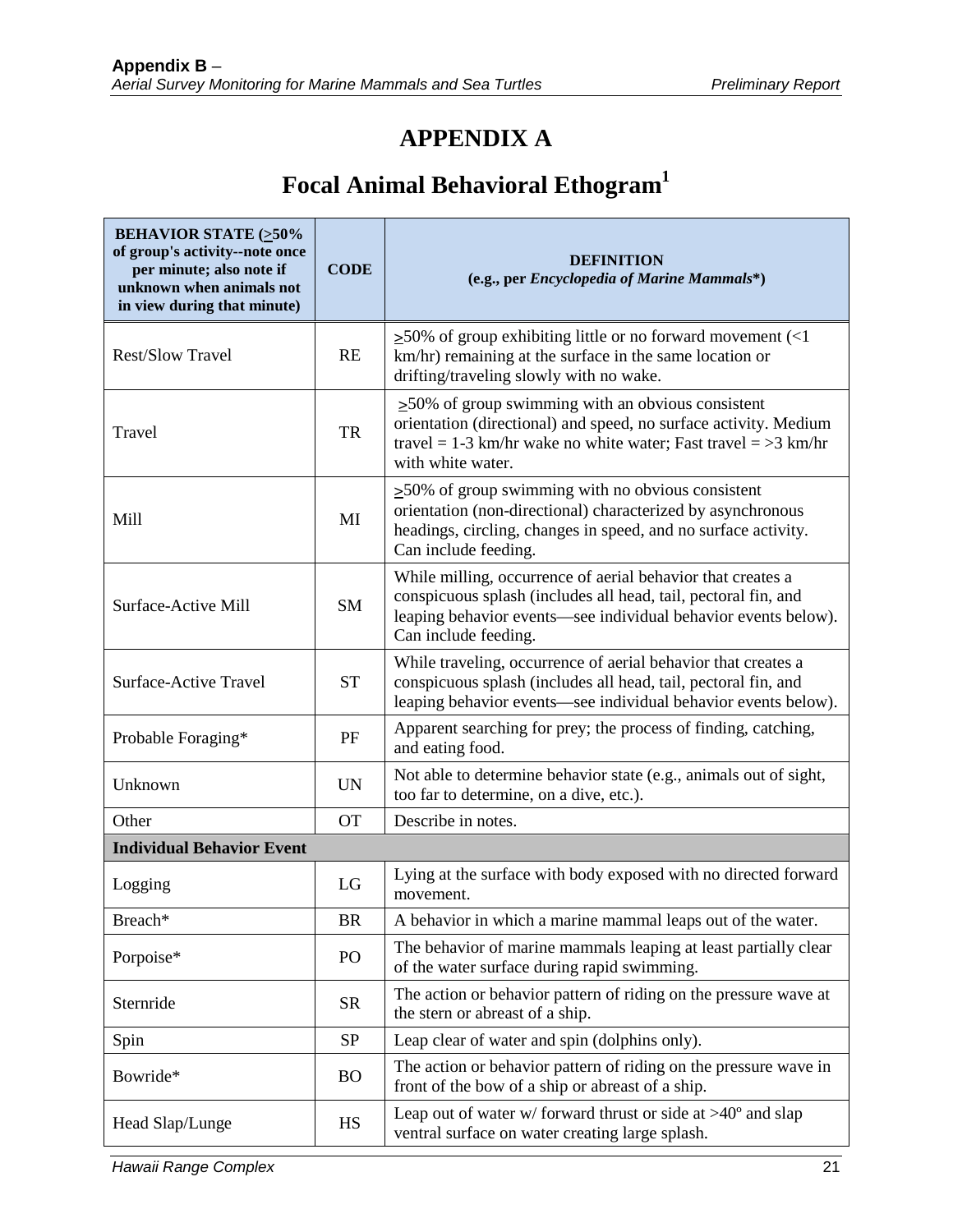# APPENDIX A

## Focal Animal Behavioral Ethogram[1]

| BEHAVIOR STATE (≥50% of group's activity--note once per minute; also note if unknown when animals not in view during that minute) | CODE | DEFINITION (e.g., per *Encyclopedia of Marine Mammals*\*) |
|---|---|---|
| Rest/Slow Travel | RE | ≥50% of group exhibiting little or no forward movement (<1 km/hr) remaining at the surface in the same location or drifting/traveling slowly with no wake. |
| Travel | TR | ≥50% of group swimming with an obvious consistent orientation (directional) and speed, no surface activity. Medium travel = 1-3 km/hr wake no white water; Fast travel = >3 km/hr with white water. |
| Mill | MI | ≥50% of group swimming with no obvious consistent orientation (non-directional) characterized by asynchronous headings, circling, changes in speed, and no surface activity. Can include feeding. |
| Surface-Active Mill | SM | While milling, occurrence of aerial behavior that creates a conspicuous splash (includes all head, tail, pectoral fin, and leaping behavior events—see individual behavior events below). Can include feeding. |
| Surface-Active Travel | ST | While traveling, occurrence of aerial behavior that creates a conspicuous splash (includes all head, tail, pectoral fin, and leaping behavior events—see individual behavior events below). |
| Probable Foraging* | PF | Apparent searching for prey; the process of finding, catching, and eating food. |
| Unknown | UN | Not able to determine behavior state (e.g., animals out of sight, too far to determine, on a dive, etc.). |
| Other | OT | Describe in notes. |
| **Individual Behavior Event** | | |
| Logging | LG | Lying at the surface with body exposed with no directed forward movement. |
| Breach* | BR | A behavior in which a marine mammal leaps out of the water. |
| Porpoise* | PO | The behavior of marine mammals leaping at least partially clear of the water surface during rapid swimming. |
| Sternride | SR | The action or behavior pattern of riding on the pressure wave at the stern or abreast of a ship. |
| Spin | SP | Leap clear of water and spin (dolphins only). |
| Bowride* | BO | The action or behavior pattern of riding on the pressure wave in front of the bow of a ship or abreast of a ship. |
| Head Slap/Lunge | HS | Leap out of water w/ forward thrust or side at >40º and slap ventral surface on water creating large splash. |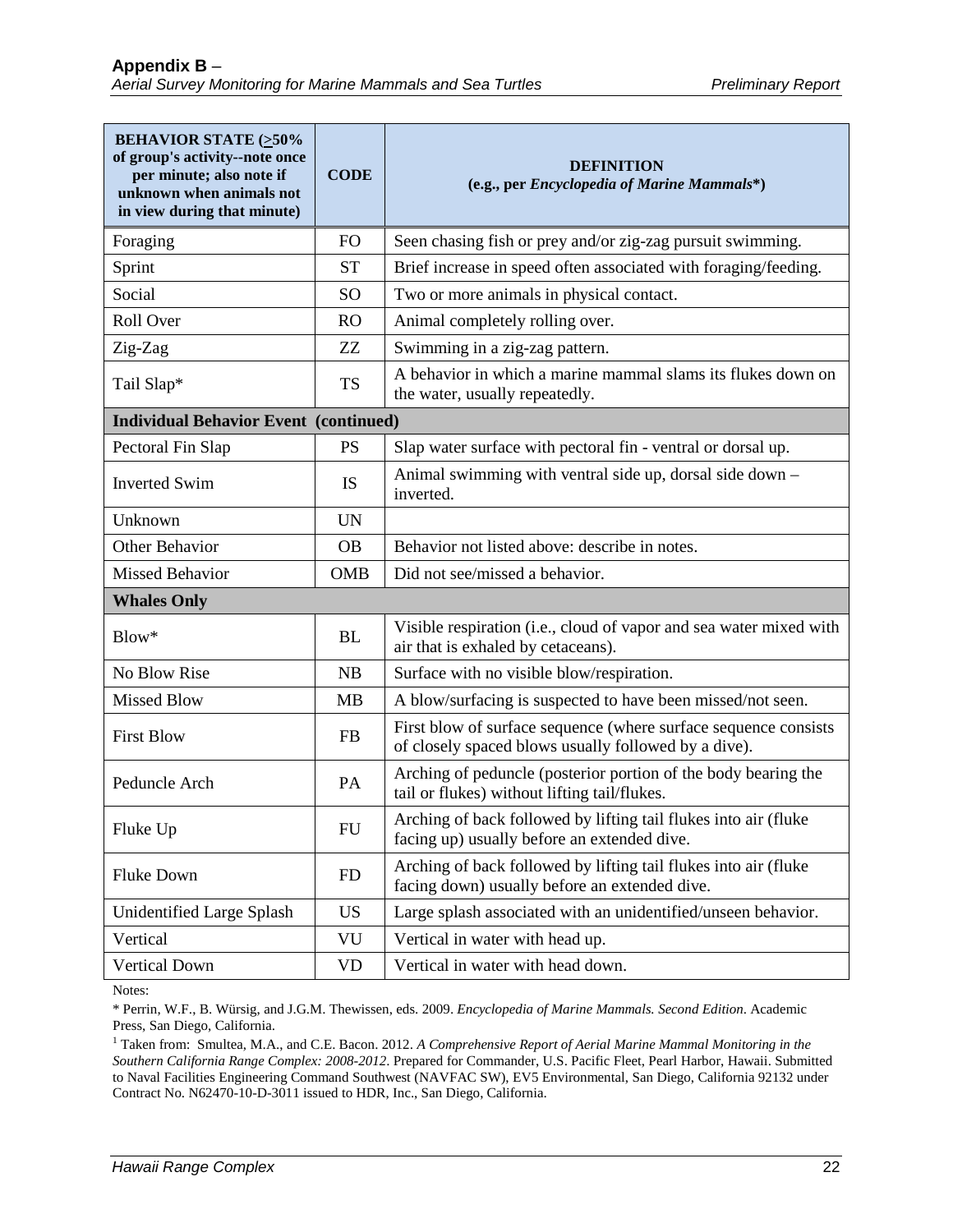| BEHAVIOR STATE (≥50% of group's activity--note once per minute; also note if unknown when animals not in view during that minute) | CODE | DEFINITION (e.g., per *Encyclopedia of Marine Mammals*\*) |
|---|---|---|
| Foraging | FO | Seen chasing fish or prey and/or zig-zag pursuit swimming. |
| Sprint | ST | Brief increase in speed often associated with foraging/feeding. |
| Social | SO | Two or more animals in physical contact. |
| Roll Over | RO | Animal completely rolling over. |
| Zig-Zag | ZZ | Swimming in a zig-zag pattern. |
| Tail Slap* | TS | A behavior in which a marine mammal slams its flukes down on the water, usually repeatedly. |
| **Individual Behavior Event (continued)** | | |
| Pectoral Fin Slap | PS | Slap water surface with pectoral fin - ventral or dorsal up. |
| Inverted Swim | IS | Animal swimming with ventral side up, dorsal side down – inverted. |
| Unknown | UN | |
| Other Behavior | OB | Behavior not listed above: describe in notes. |
| Missed Behavior | OMB | Did not see/missed a behavior. |
| **Whales Only** | | |
| Blow* | BL | Visible respiration (i.e., cloud of vapor and sea water mixed with air that is exhaled by cetaceans). |
| No Blow Rise | NB | Surface with no visible blow/respiration. |
| Missed Blow | MB | A blow/surfacing is suspected to have been missed/not seen. |
| First Blow | FB | First blow of surface sequence (where surface sequence consists of closely spaced blows usually followed by a dive). |
| Peduncle Arch | PA | Arching of peduncle (posterior portion of the body bearing the tail or flukes) without lifting tail/flukes. |
| Fluke Up | FU | Arching of back followed by lifting tail flukes into air (fluke facing up) usually before an extended dive. |
| Fluke Down | FD | Arching of back followed by lifting tail flukes into air (fluke facing down) usually before an extended dive. |
| Unidentified Large Splash | US | Large splash associated with an unidentified/unseen behavior. |
| Vertical | VU | Vertical in water with head up. |
| Vertical Down | VD | Vertical in water with head down. |

Notes:

\* Perrin, W.F., B. Würsig, and J.G.M. Thewissen, eds. 2009. *Encyclopedia of Marine Mammals. Second Edition*. Academic Press, San Diego, California.

[1] Taken from: Smultea, M.A., and C.E. Bacon. 2012. *A Comprehensive Report of Aerial Marine Mammal Monitoring in the Southern California Range Complex: 2008-2012*. Prepared for Commander, U.S. Pacific Fleet, Pearl Harbor, Hawaii. Submitted to Naval Facilities Engineering Command Southwest (NAVFAC SW), EV5 Environmental, San Diego, California 92132 under Contract No. N62470-10-D-3011 issued to HDR, Inc., San Diego, California.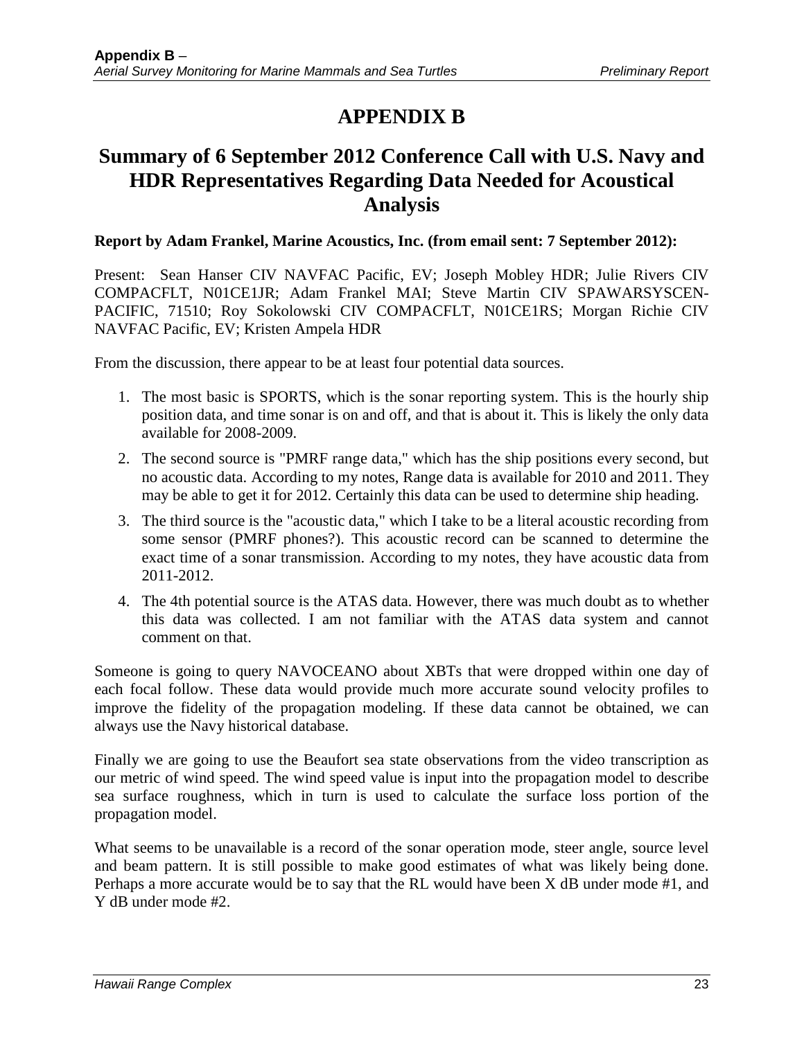# APPENDIX B

## Summary of 6 September 2012 Conference Call with U.S. Navy and HDR Representatives Regarding Data Needed for Acoustical Analysis

**Report by Adam Frankel, Marine Acoustics, Inc. (from email sent: 7 September 2012):**

Present: Sean Hanser CIV NAVFAC Pacific, EV; Joseph Mobley HDR; Julie Rivers CIV COMPACFLT, N01CE1JR; Adam Frankel MAI; Steve Martin CIV SPAWARSYSCEN-PACIFIC, 71510; Roy Sokolowski CIV COMPACFLT, N01CE1RS; Morgan Richie CIV NAVFAC Pacific, EV; Kristen Ampela HDR

From the discussion, there appear to be at least four potential data sources.

1. The most basic is SPORTS, which is the sonar reporting system. This is the hourly ship position data, and time sonar is on and off, and that is about it. This is likely the only data available for 2008-2009.
2. The second source is "PMRF range data," which has the ship positions every second, but no acoustic data. According to my notes, Range data is available for 2010 and 2011. They may be able to get it for 2012. Certainly this data can be used to determine ship heading.
3. The third source is the "acoustic data," which I take to be a literal acoustic recording from some sensor (PMRF phones?). This acoustic record can be scanned to determine the exact time of a sonar transmission. According to my notes, they have acoustic data from 2011-2012.
4. The 4th potential source is the ATAS data. However, there was much doubt as to whether this data was collected. I am not familiar with the ATAS data system and cannot comment on that.

Someone is going to query NAVOCEANO about XBTs that were dropped within one day of each focal follow. These data would provide much more accurate sound velocity profiles to improve the fidelity of the propagation modeling. If these data cannot be obtained, we can always use the Navy historical database.

Finally we are going to use the Beaufort sea state observations from the video transcription as our metric of wind speed. The wind speed value is input into the propagation model to describe sea surface roughness, which in turn is used to calculate the surface loss portion of the propagation model.

What seems to be unavailable is a record of the sonar operation mode, steer angle, source level and beam pattern. It is still possible to make good estimates of what was likely being done. Perhaps a more accurate would be to say that the RL would have been X dB under mode #1, and Y dB under mode #2.